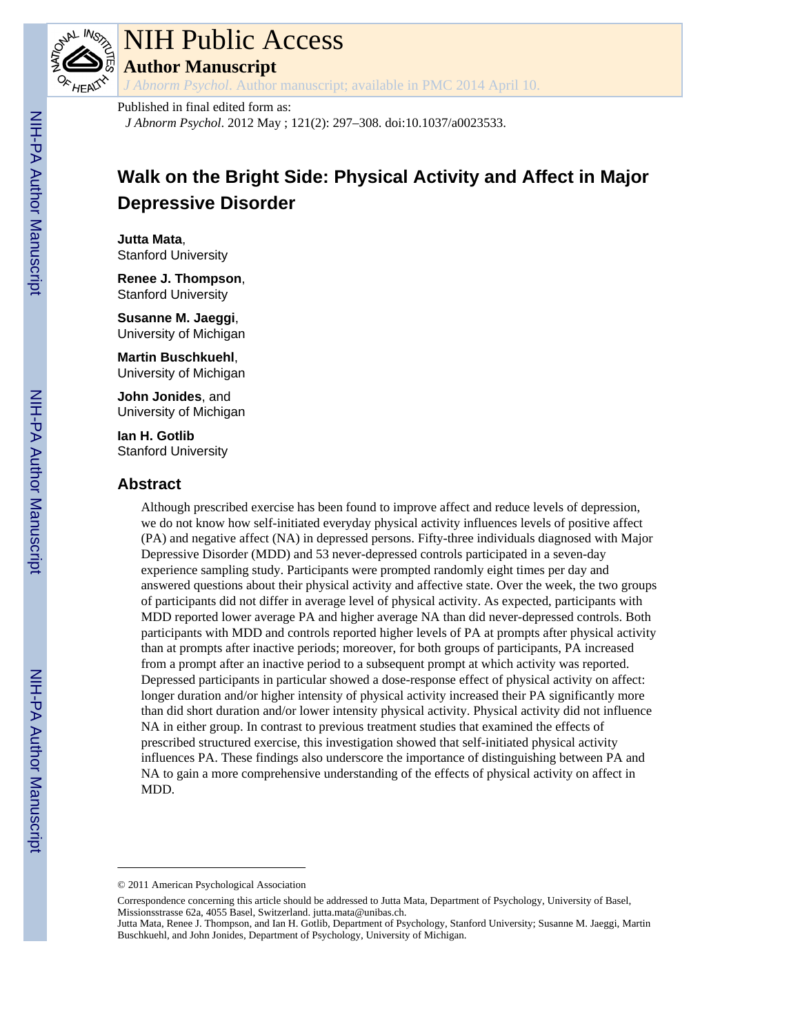# NIH Public Access

**Author Manuscript**

*J Abnorm Psychol*. Author manuscript; available in PMC 2014 April 10.

Published in final edited form as:

*J Abnorm Psychol*. 2012 May ; 121(2): 297–308. doi:10.1037/a0023533.

# Walk on the Bright Side: Physical Activity and Affect in Major Depressive Disorder

**Jutta Mata**,
Stanford University

**Renee J. Thompson**,
Stanford University

**Susanne M. Jaeggi**,
University of Michigan

**Martin Buschkuehl**,
University of Michigan

**John Jonides**, and
University of Michigan

**Ian H. Gotlib**
Stanford University

## Abstract

Although prescribed exercise has been found to improve affect and reduce levels of depression, we do not know how self-initiated everyday physical activity influences levels of positive affect (PA) and negative affect (NA) in depressed persons. Fifty-three individuals diagnosed with Major Depressive Disorder (MDD) and 53 never-depressed controls participated in a seven-day experience sampling study. Participants were prompted randomly eight times per day and answered questions about their physical activity and affective state. Over the week, the two groups of participants did not differ in average level of physical activity. As expected, participants with MDD reported lower average PA and higher average NA than did never-depressed controls. Both participants with MDD and controls reported higher levels of PA at prompts after physical activity than at prompts after inactive periods; moreover, for both groups of participants, PA increased from a prompt after an inactive period to a subsequent prompt at which activity was reported. Depressed participants in particular showed a dose-response effect of physical activity on affect: longer duration and/or higher intensity of physical activity increased their PA significantly more than did short duration and/or lower intensity physical activity. Physical activity did not influence NA in either group. In contrast to previous treatment studies that examined the effects of prescribed structured exercise, this investigation showed that self-initiated physical activity influences PA. These findings also underscore the importance of distinguishing between PA and NA to gain a more comprehensive understanding of the effects of physical activity on affect in MDD.

---

© 2011 American Psychological Association

Correspondence concerning this article should be addressed to Jutta Mata, Department of Psychology, University of Basel, Missionsstrasse 62a, 4055 Basel, Switzerland. jutta.mata@unibas.ch.

Jutta Mata, Renee J. Thompson, and Ian H. Gotlib, Department of Psychology, Stanford University; Susanne M. Jaeggi, Martin Buschkuehl, and John Jonides, Department of Psychology, University of Michigan.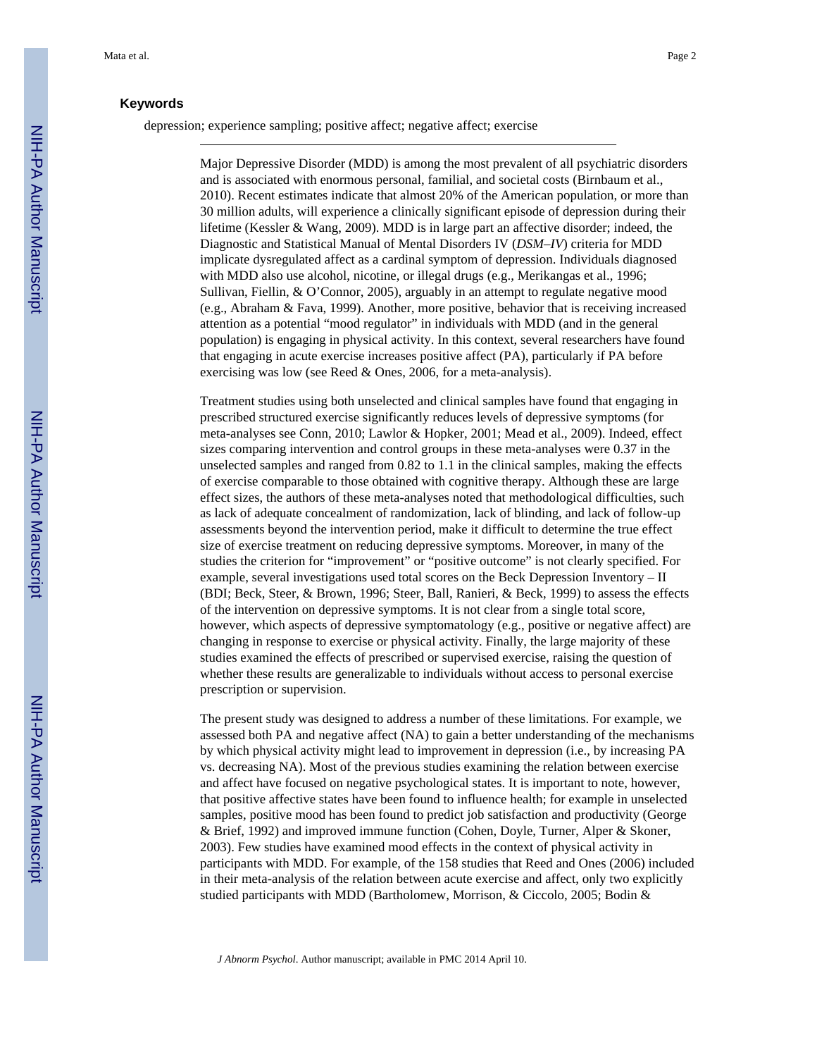### Keywords

depression; experience sampling; positive affect; negative affect; exercise

Major Depressive Disorder (MDD) is among the most prevalent of all psychiatric disorders and is associated with enormous personal, familial, and societal costs (Birnbaum et al., 2010). Recent estimates indicate that almost 20% of the American population, or more than 30 million adults, will experience a clinically significant episode of depression during their lifetime (Kessler & Wang, 2009). MDD is in large part an affective disorder; indeed, the Diagnostic and Statistical Manual of Mental Disorders IV (*DSM–IV*) criteria for MDD implicate dysregulated affect as a cardinal symptom of depression. Individuals diagnosed with MDD also use alcohol, nicotine, or illegal drugs (e.g., Merikangas et al., 1996; Sullivan, Fiellin, & O'Connor, 2005), arguably in an attempt to regulate negative mood (e.g., Abraham & Fava, 1999). Another, more positive, behavior that is receiving increased attention as a potential "mood regulator" in individuals with MDD (and in the general population) is engaging in physical activity. In this context, several researchers have found that engaging in acute exercise increases positive affect (PA), particularly if PA before exercising was low (see Reed & Ones, 2006, for a meta-analysis).

Treatment studies using both unselected and clinical samples have found that engaging in prescribed structured exercise significantly reduces levels of depressive symptoms (for meta-analyses see Conn, 2010; Lawlor & Hopker, 2001; Mead et al., 2009). Indeed, effect sizes comparing intervention and control groups in these meta-analyses were 0.37 in the unselected samples and ranged from 0.82 to 1.1 in the clinical samples, making the effects of exercise comparable to those obtained with cognitive therapy. Although these are large effect sizes, the authors of these meta-analyses noted that methodological difficulties, such as lack of adequate concealment of randomization, lack of blinding, and lack of follow-up assessments beyond the intervention period, make it difficult to determine the true effect size of exercise treatment on reducing depressive symptoms. Moreover, in many of the studies the criterion for "improvement" or "positive outcome" is not clearly specified. For example, several investigations used total scores on the Beck Depression Inventory – II (BDI; Beck, Steer, & Brown, 1996; Steer, Ball, Ranieri, & Beck, 1999) to assess the effects of the intervention on depressive symptoms. It is not clear from a single total score, however, which aspects of depressive symptomatology (e.g., positive or negative affect) are changing in response to exercise or physical activity. Finally, the large majority of these studies examined the effects of prescribed or supervised exercise, raising the question of whether these results are generalizable to individuals without access to personal exercise prescription or supervision.

The present study was designed to address a number of these limitations. For example, we assessed both PA and negative affect (NA) to gain a better understanding of the mechanisms by which physical activity might lead to improvement in depression (i.e., by increasing PA vs. decreasing NA). Most of the previous studies examining the relation between exercise and affect have focused on negative psychological states. It is important to note, however, that positive affective states have been found to influence health; for example in unselected samples, positive mood has been found to predict job satisfaction and productivity (George & Brief, 1992) and improved immune function (Cohen, Doyle, Turner, Alper & Skoner, 2003). Few studies have examined mood effects in the context of physical activity in participants with MDD. For example, of the 158 studies that Reed and Ones (2006) included in their meta-analysis of the relation between acute exercise and affect, only two explicitly studied participants with MDD (Bartholomew, Morrison, & Ciccolo, 2005; Bodin &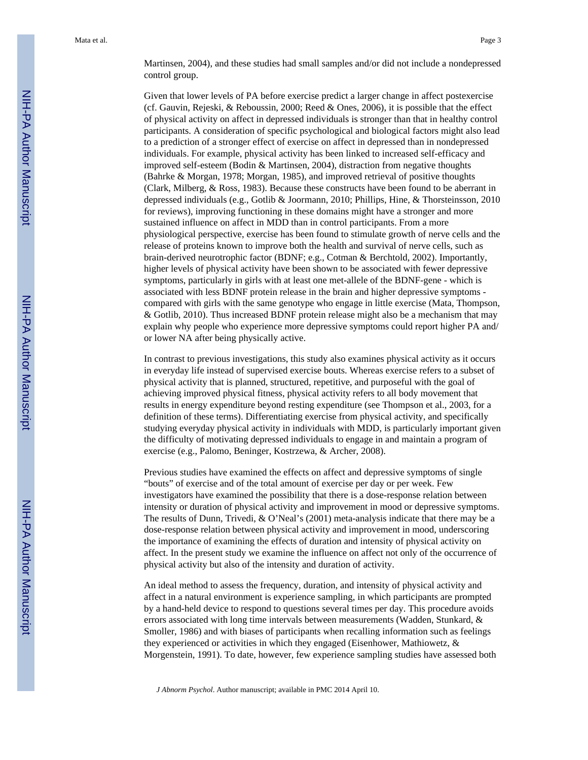Martinsen, 2004), and these studies had small samples and/or did not include a nondepressed control group.

Given that lower levels of PA before exercise predict a larger change in affect postexercise (cf. Gauvin, Rejeski, & Reboussin, 2000; Reed & Ones, 2006), it is possible that the effect of physical activity on affect in depressed individuals is stronger than that in healthy control participants. A consideration of specific psychological and biological factors might also lead to a prediction of a stronger effect of exercise on affect in depressed than in nondepressed individuals. For example, physical activity has been linked to increased self-efficacy and improved self-esteem (Bodin & Martinsen, 2004), distraction from negative thoughts (Bahrke & Morgan, 1978; Morgan, 1985), and improved retrieval of positive thoughts (Clark, Milberg, & Ross, 1983). Because these constructs have been found to be aberrant in depressed individuals (e.g., Gotlib & Joormann, 2010; Phillips, Hine, & Thorsteinsson, 2010 for reviews), improving functioning in these domains might have a stronger and more sustained influence on affect in MDD than in control participants. From a more physiological perspective, exercise has been found to stimulate growth of nerve cells and the release of proteins known to improve both the health and survival of nerve cells, such as brain-derived neurotrophic factor (BDNF; e.g., Cotman & Berchtold, 2002). Importantly, higher levels of physical activity have been shown to be associated with fewer depressive symptoms, particularly in girls with at least one met-allele of the BDNF-gene - which is associated with less BDNF protein release in the brain and higher depressive symptoms - compared with girls with the same genotype who engage in little exercise (Mata, Thompson, & Gotlib, 2010). Thus increased BDNF protein release might also be a mechanism that may explain why people who experience more depressive symptoms could report higher PA and/or lower NA after being physically active.

In contrast to previous investigations, this study also examines physical activity as it occurs in everyday life instead of supervised exercise bouts. Whereas exercise refers to a subset of physical activity that is planned, structured, repetitive, and purposeful with the goal of achieving improved physical fitness, physical activity refers to all body movement that results in energy expenditure beyond resting expenditure (see Thompson et al., 2003, for a definition of these terms). Differentiating exercise from physical activity, and specifically studying everyday physical activity in individuals with MDD, is particularly important given the difficulty of motivating depressed individuals to engage in and maintain a program of exercise (e.g., Palomo, Beninger, Kostrzewa, & Archer, 2008).

Previous studies have examined the effects on affect and depressive symptoms of single "bouts" of exercise and of the total amount of exercise per day or per week. Few investigators have examined the possibility that there is a dose-response relation between intensity or duration of physical activity and improvement in mood or depressive symptoms. The results of Dunn, Trivedi, & O'Neal's (2001) meta-analysis indicate that there may be a dose-response relation between physical activity and improvement in mood, underscoring the importance of examining the effects of duration and intensity of physical activity on affect. In the present study we examine the influence on affect not only of the occurrence of physical activity but also of the intensity and duration of activity.

An ideal method to assess the frequency, duration, and intensity of physical activity and affect in a natural environment is experience sampling, in which participants are prompted by a hand-held device to respond to questions several times per day. This procedure avoids errors associated with long time intervals between measurements (Wadden, Stunkard, & Smoller, 1986) and with biases of participants when recalling information such as feelings they experienced or activities in which they engaged (Eisenhower, Mathiowetz, & Morgenstein, 1991). To date, however, few experience sampling studies have assessed both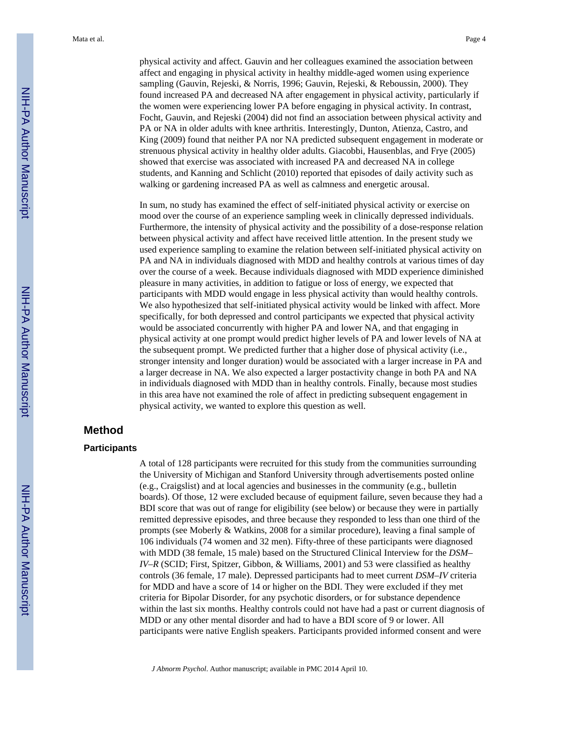physical activity and affect. Gauvin and her colleagues examined the association between affect and engaging in physical activity in healthy middle-aged women using experience sampling (Gauvin, Rejeski, & Norris, 1996; Gauvin, Rejeski, & Reboussin, 2000). They found increased PA and decreased NA after engagement in physical activity, particularly if the women were experiencing lower PA before engaging in physical activity. In contrast, Focht, Gauvin, and Rejeski (2004) did not find an association between physical activity and PA or NA in older adults with knee arthritis. Interestingly, Dunton, Atienza, Castro, and King (2009) found that neither PA nor NA predicted subsequent engagement in moderate or strenuous physical activity in healthy older adults. Giacobbi, Hausenblas, and Frye (2005) showed that exercise was associated with increased PA and decreased NA in college students, and Kanning and Schlicht (2010) reported that episodes of daily activity such as walking or gardening increased PA as well as calmness and energetic arousal.

In sum, no study has examined the effect of self-initiated physical activity or exercise on mood over the course of an experience sampling week in clinically depressed individuals. Furthermore, the intensity of physical activity and the possibility of a dose-response relation between physical activity and affect have received little attention. In the present study we used experience sampling to examine the relation between self-initiated physical activity on PA and NA in individuals diagnosed with MDD and healthy controls at various times of day over the course of a week. Because individuals diagnosed with MDD experience diminished pleasure in many activities, in addition to fatigue or loss of energy, we expected that participants with MDD would engage in less physical activity than would healthy controls. We also hypothesized that self-initiated physical activity would be linked with affect. More specifically, for both depressed and control participants we expected that physical activity would be associated concurrently with higher PA and lower NA, and that engaging in physical activity at one prompt would predict higher levels of PA and lower levels of NA at the subsequent prompt. We predicted further that a higher dose of physical activity (i.e., stronger intensity and longer duration) would be associated with a larger increase in PA and a larger decrease in NA. We also expected a larger postactivity change in both PA and NA in individuals diagnosed with MDD than in healthy controls. Finally, because most studies in this area have not examined the role of affect in predicting subsequent engagement in physical activity, we wanted to explore this question as well.

## Method

### Participants

A total of 128 participants were recruited for this study from the communities surrounding the University of Michigan and Stanford University through advertisements posted online (e.g., Craigslist) and at local agencies and businesses in the community (e.g., bulletin boards). Of those, 12 were excluded because of equipment failure, seven because they had a BDI score that was out of range for eligibility (see below) or because they were in partially remitted depressive episodes, and three because they responded to less than one third of the prompts (see Moberly & Watkins, 2008 for a similar procedure), leaving a final sample of 106 individuals (74 women and 32 men). Fifty-three of these participants were diagnosed with MDD (38 female, 15 male) based on the Structured Clinical Interview for the *DSM–IV–R* (SCID; First, Spitzer, Gibbon, & Williams, 2001) and 53 were classified as healthy controls (36 female, 17 male). Depressed participants had to meet current *DSM–IV* criteria for MDD and have a score of 14 or higher on the BDI. They were excluded if they met criteria for Bipolar Disorder, for any psychotic disorders, or for substance dependence within the last six months. Healthy controls could not have had a past or current diagnosis of MDD or any other mental disorder and had to have a BDI score of 9 or lower. All participants were native English speakers. Participants provided informed consent and were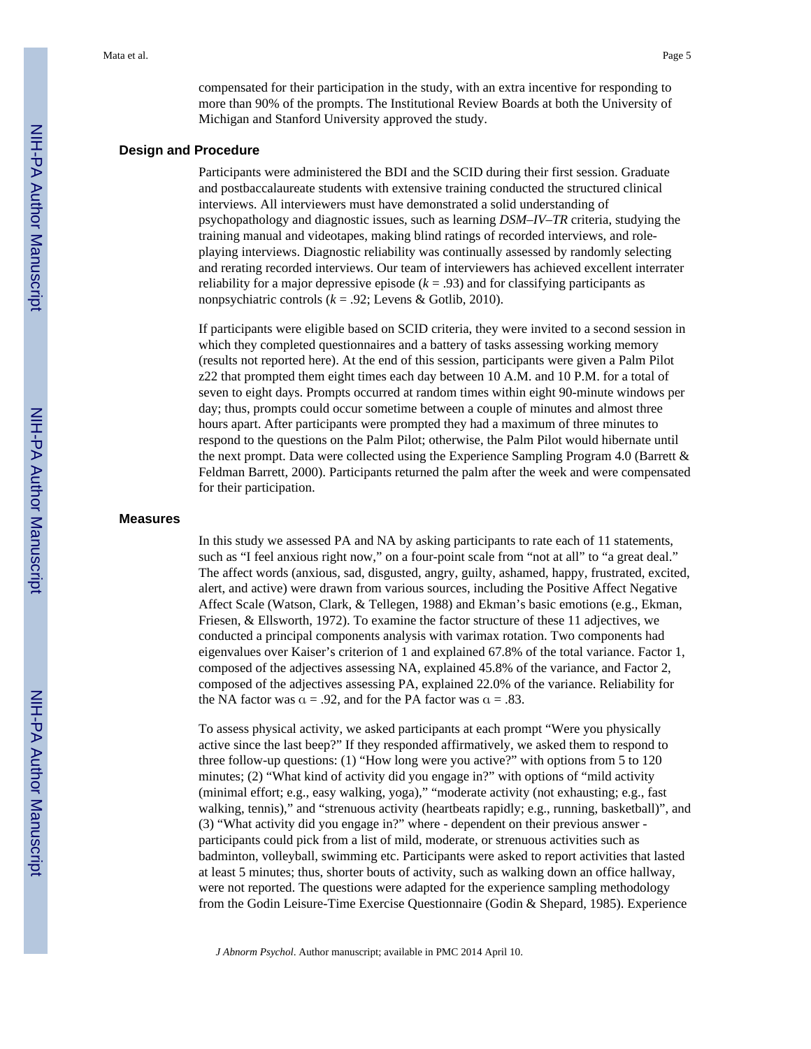compensated for their participation in the study, with an extra incentive for responding to more than 90% of the prompts. The Institutional Review Boards at both the University of Michigan and Stanford University approved the study.

## Design and Procedure

Participants were administered the BDI and the SCID during their first session. Graduate and postbaccalaureate students with extensive training conducted the structured clinical interviews. All interviewers must have demonstrated a solid understanding of psychopathology and diagnostic issues, such as learning *DSM–IV–TR* criteria, studying the training manual and videotapes, making blind ratings of recorded interviews, and role-playing interviews. Diagnostic reliability was continually assessed by randomly selecting and rerating recorded interviews. Our team of interviewers has achieved excellent interrater reliability for a major depressive episode ($k$ = .93) and for classifying participants as nonpsychiatric controls ($k$ = .92; Levens & Gotlib, 2010).

If participants were eligible based on SCID criteria, they were invited to a second session in which they completed questionnaires and a battery of tasks assessing working memory (results not reported here). At the end of this session, participants were given a Palm Pilot z22 that prompted them eight times each day between 10 A.M. and 10 P.M. for a total of seven to eight days. Prompts occurred at random times within eight 90-minute windows per day; thus, prompts could occur sometime between a couple of minutes and almost three hours apart. After participants were prompted they had a maximum of three minutes to respond to the questions on the Palm Pilot; otherwise, the Palm Pilot would hibernate until the next prompt. Data were collected using the Experience Sampling Program 4.0 (Barrett & Feldman Barrett, 2000). Participants returned the palm after the week and were compensated for their participation.

## Measures

In this study we assessed PA and NA by asking participants to rate each of 11 statements, such as "I feel anxious right now," on a four-point scale from "not at all" to "a great deal." The affect words (anxious, sad, disgusted, angry, guilty, ashamed, happy, frustrated, excited, alert, and active) were drawn from various sources, including the Positive Affect Negative Affect Scale (Watson, Clark, & Tellegen, 1988) and Ekman's basic emotions (e.g., Ekman, Friesen, & Ellsworth, 1972). To examine the factor structure of these 11 adjectives, we conducted a principal components analysis with varimax rotation. Two components had eigenvalues over Kaiser's criterion of 1 and explained 67.8% of the total variance. Factor 1, composed of the adjectives assessing NA, explained 45.8% of the variance, and Factor 2, composed of the adjectives assessing PA, explained 22.0% of the variance. Reliability for the NA factor was $\alpha$ = .92, and for the PA factor was $\alpha$ = .83.

To assess physical activity, we asked participants at each prompt "Were you physically active since the last beep?" If they responded affirmatively, we asked them to respond to three follow-up questions: (1) "How long were you active?" with options from 5 to 120 minutes; (2) "What kind of activity did you engage in?" with options of "mild activity (minimal effort; e.g., easy walking, yoga)," "moderate activity (not exhausting; e.g., fast walking, tennis)," and "strenuous activity (heartbeats rapidly; e.g., running, basketball)", and (3) "What activity did you engage in?" where - dependent on their previous answer - participants could pick from a list of mild, moderate, or strenuous activities such as badminton, volleyball, swimming etc. Participants were asked to report activities that lasted at least 5 minutes; thus, shorter bouts of activity, such as walking down an office hallway, were not reported. The questions were adapted for the experience sampling methodology from the Godin Leisure-Time Exercise Questionnaire (Godin & Shepard, 1985). Experience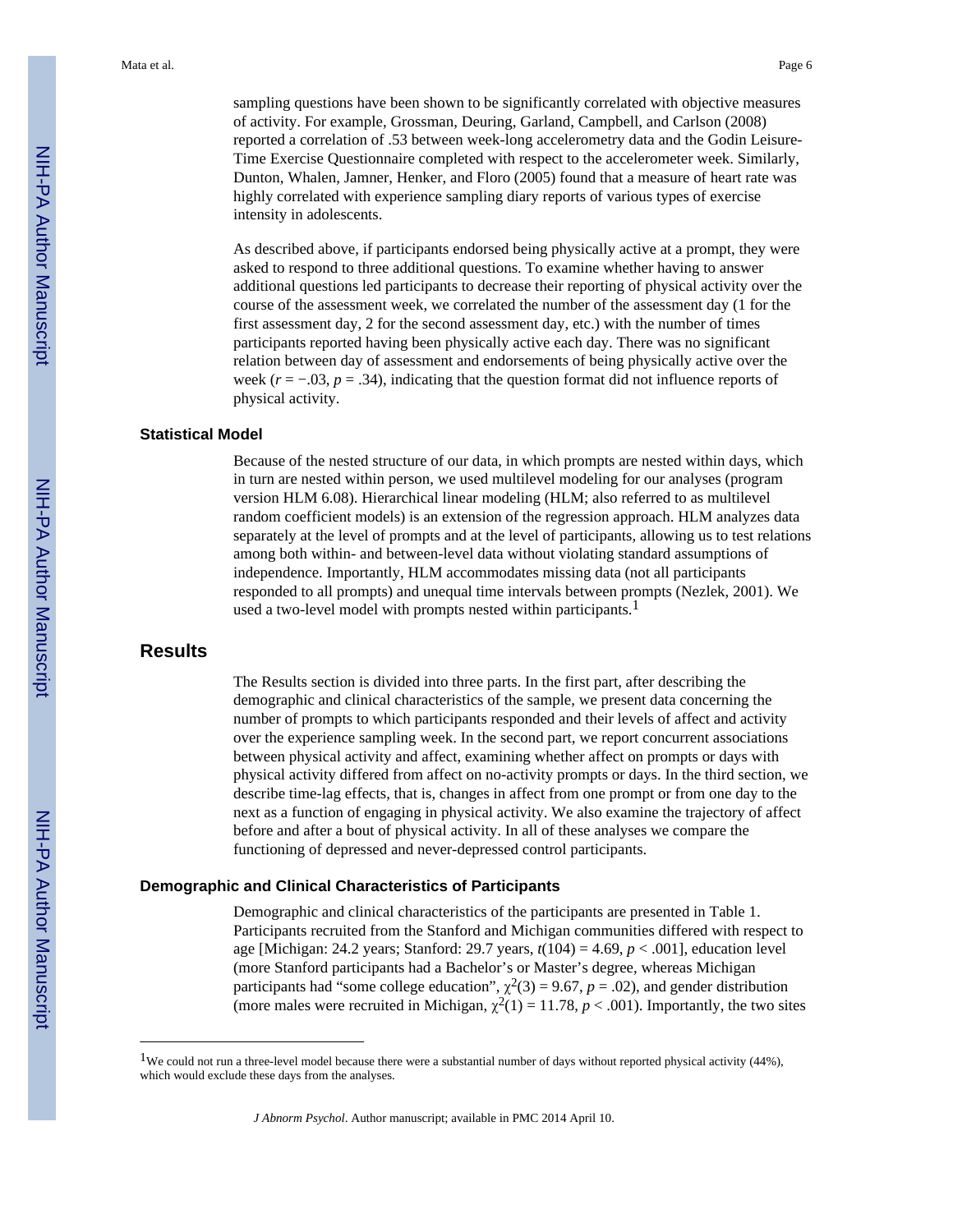sampling questions have been shown to be significantly correlated with objective measures of activity. For example, Grossman, Deuring, Garland, Campbell, and Carlson (2008) reported a correlation of .53 between week-long accelerometry data and the Godin Leisure-Time Exercise Questionnaire completed with respect to the accelerometer week. Similarly, Dunton, Whalen, Jamner, Henker, and Floro (2005) found that a measure of heart rate was highly correlated with experience sampling diary reports of various types of exercise intensity in adolescents.

As described above, if participants endorsed being physically active at a prompt, they were asked to respond to three additional questions. To examine whether having to answer additional questions led participants to decrease their reporting of physical activity over the course of the assessment week, we correlated the number of the assessment day (1 for the first assessment day, 2 for the second assessment day, etc.) with the number of times participants reported having been physically active each day. There was no significant relation between day of assessment and endorsements of being physically active over the week ($r = -.03$, $p = .34$), indicating that the question format did not influence reports of physical activity.

### Statistical Model

Because of the nested structure of our data, in which prompts are nested within days, which in turn are nested within person, we used multilevel modeling for our analyses (program version HLM 6.08). Hierarchical linear modeling (HLM; also referred to as multilevel random coefficient models) is an extension of the regression approach. HLM analyzes data separately at the level of prompts and at the level of participants, allowing us to test relations among both within- and between-level data without violating standard assumptions of independence. Importantly, HLM accommodates missing data (not all participants responded to all prompts) and unequal time intervals between prompts (Nezlek, 2001). We used a two-level model with prompts nested within participants.[1]

## Results

The Results section is divided into three parts. In the first part, after describing the demographic and clinical characteristics of the sample, we present data concerning the number of prompts to which participants responded and their levels of affect and activity over the experience sampling week. In the second part, we report concurrent associations between physical activity and affect, examining whether affect on prompts or days with physical activity differed from affect on no-activity prompts or days. In the third section, we describe time-lag effects, that is, changes in affect from one prompt or from one day to the next as a function of engaging in physical activity. We also examine the trajectory of affect before and after a bout of physical activity. In all of these analyses we compare the functioning of depressed and never-depressed control participants.

### Demographic and Clinical Characteristics of Participants

Demographic and clinical characteristics of the participants are presented in Table 1. Participants recruited from the Stanford and Michigan communities differed with respect to age [Michigan: 24.2 years; Stanford: 29.7 years, $t(104) = 4.69$, $p < .001$], education level (more Stanford participants had a Bachelor's or Master's degree, whereas Michigan participants had "some college education", $\chi^2(3) = 9.67$, $p = .02$), and gender distribution (more males were recruited in Michigan, $\chi^2(1) = 11.78$, $p < .001$). Importantly, the two sites

[1] We could not run a three-level model because there were a substantial number of days without reported physical activity (44%), which would exclude these days from the analyses.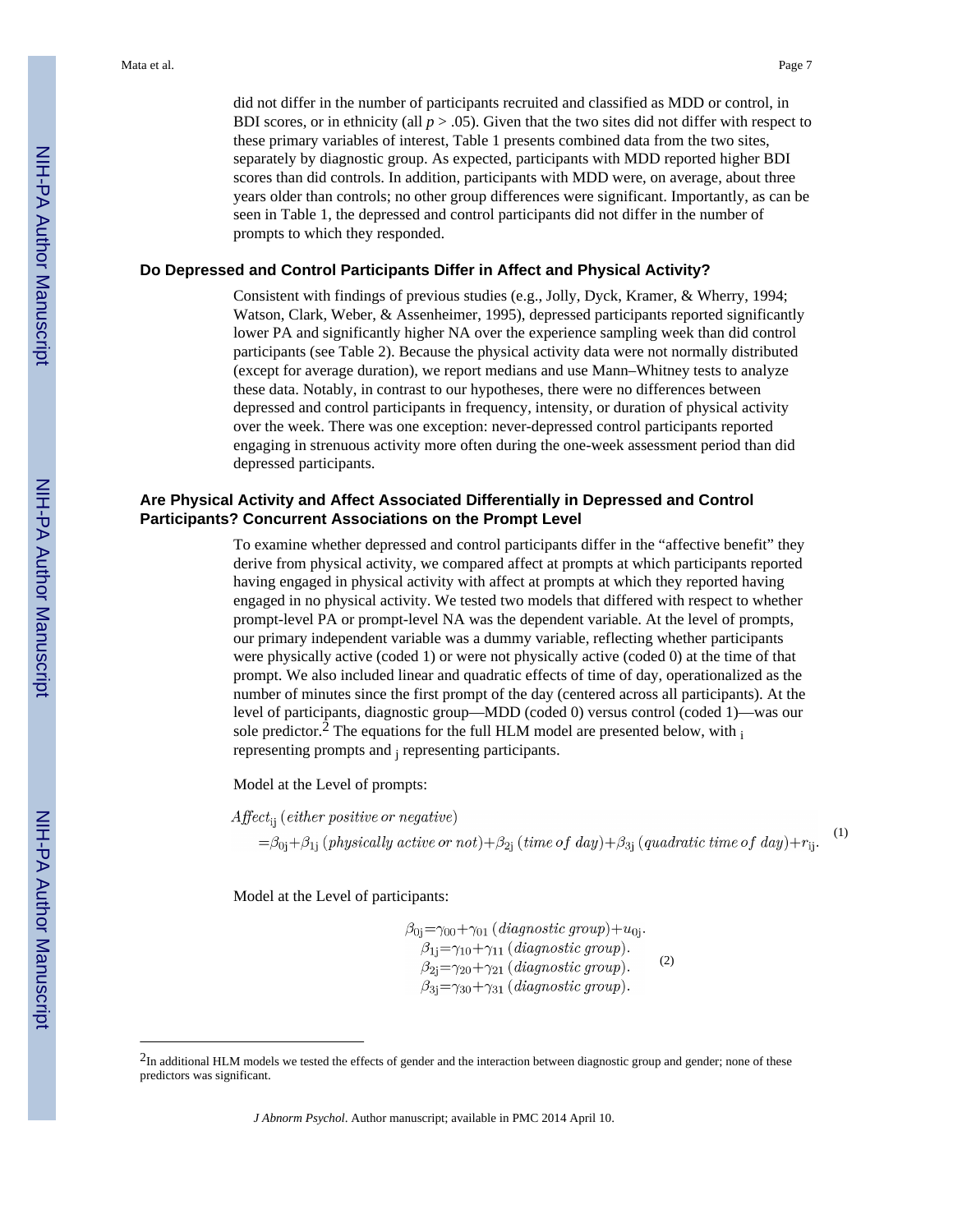did not differ in the number of participants recruited and classified as MDD or control, in BDI scores, or in ethnicity (all $p > .05$). Given that the two sites did not differ with respect to these primary variables of interest, Table 1 presents combined data from the two sites, separately by diagnostic group. As expected, participants with MDD reported higher BDI scores than did controls. In addition, participants with MDD were, on average, about three years older than controls; no other group differences were significant. Importantly, as can be seen in Table 1, the depressed and control participants did not differ in the number of prompts to which they responded.

### Do Depressed and Control Participants Differ in Affect and Physical Activity?

Consistent with findings of previous studies (e.g., Jolly, Dyck, Kramer, & Wherry, 1994; Watson, Clark, Weber, & Assenheimer, 1995), depressed participants reported significantly lower PA and significantly higher NA over the experience sampling week than did control participants (see Table 2). Because the physical activity data were not normally distributed (except for average duration), we report medians and use Mann–Whitney tests to analyze these data. Notably, in contrast to our hypotheses, there were no differences between depressed and control participants in frequency, intensity, or duration of physical activity over the week. There was one exception: never-depressed control participants reported engaging in strenuous activity more often during the one-week assessment period than did depressed participants.

### Are Physical Activity and Affect Associated Differentially in Depressed and Control Participants? Concurrent Associations on the Prompt Level

To examine whether depressed and control participants differ in the "affective benefit" they derive from physical activity, we compared affect at prompts at which participants reported having engaged in physical activity with affect at prompts at which they reported having engaged in no physical activity. We tested two models that differed with respect to whether prompt-level PA or prompt-level NA was the dependent variable. At the level of prompts, our primary independent variable was a dummy variable, reflecting whether participants were physically active (coded 1) or were not physically active (coded 0) at the time of that prompt. We also included linear and quadratic effects of time of day, operationalized as the number of minutes since the first prompt of the day (centered across all participants). At the level of participants, diagnostic group—MDD (coded 0) versus control (coded 1)—was our sole predictor.[2] The equations for the full HLM model are presented below, with $_i$ representing prompts and $_j$ representing participants.

Model at the Level of prompts:

$$\begin{aligned} &Affect_{ij}\ (either\ positive\ or\ negative) \\ &= \beta_{0j} + \beta_{1j}\ (physically\ active\ or\ not) + \beta_{2j}\ (time\ of\ day) + \beta_{3j}\ (quadratic\ time\ of\ day) + r_{ij}. \end{aligned} \quad (1)$$

Model at the Level of participants:

$$\begin{aligned} \beta_{0j} &= \gamma_{00} + \gamma_{01}\ (diagnostic\ group) + u_{0j}. \\ \beta_{1j} &= \gamma_{10} + \gamma_{11}\ (diagnostic\ group). \\ \beta_{2j} &= \gamma_{20} + \gamma_{21}\ (diagnostic\ group). \\ \beta_{3j} &= \gamma_{30} + \gamma_{31}\ (diagnostic\ group). \end{aligned} \quad (2)$$

[2]In additional HLM models we tested the effects of gender and the interaction between diagnostic group and gender; none of these predictors was significant.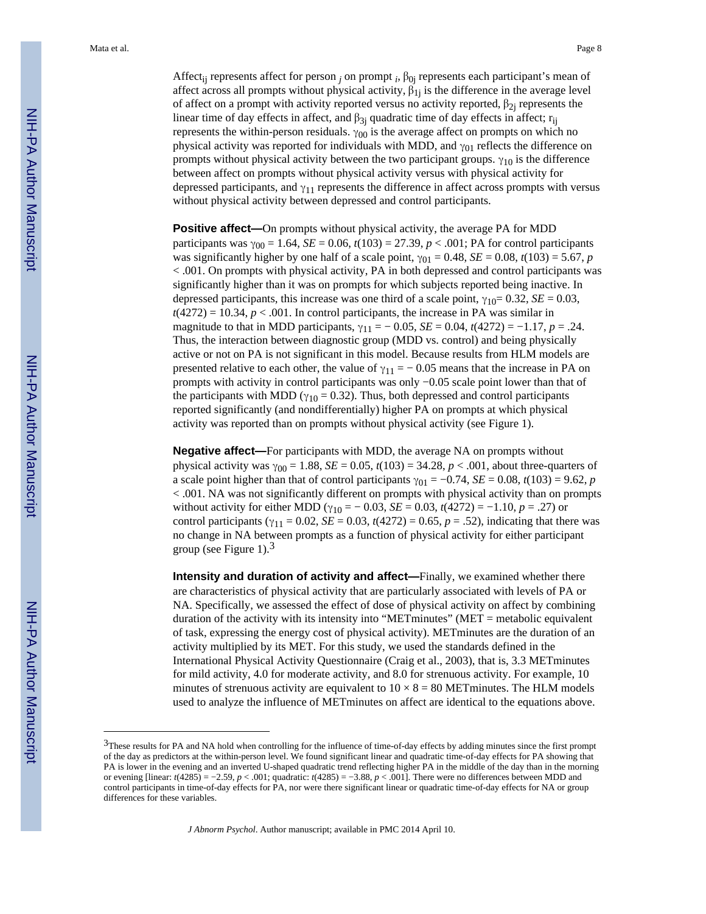Affect$_{ij}$ represents affect for person $_j$ on prompt $_i$, $\beta_{0j}$ represents each participant's mean of affect across all prompts without physical activity, $\beta_{1j}$ is the difference in the average level of affect on a prompt with activity reported versus no activity reported, $\beta_{2j}$ represents the linear time of day effects in affect, and $\beta_{3j}$ quadratic time of day effects in affect; $r_{ij}$ represents the within-person residuals. $\gamma_{00}$ is the average affect on prompts on which no physical activity was reported for individuals with MDD, and $\gamma_{01}$ reflects the difference on prompts without physical activity between the two participant groups. $\gamma_{10}$ is the difference between affect on prompts without physical activity versus with physical activity for depressed participants, and $\gamma_{11}$ represents the difference in affect across prompts with versus without physical activity between depressed and control participants.

**Positive affect—**On prompts without physical activity, the average PA for MDD participants was $\gamma_{00} = 1.64$, $SE = 0.06$, $t(103) = 27.39$, $p < .001$; PA for control participants was significantly higher by one half of a scale point, $\gamma_{01} = 0.48$, $SE = 0.08$, $t(103) = 5.67$, $p < .001$. On prompts with physical activity, PA in both depressed and control participants was significantly higher than it was on prompts for which subjects reported being inactive. In depressed participants, this increase was one third of a scale point, $\gamma_{10} = 0.32$, $SE = 0.03$, $t(4272) = 10.34$, $p < .001$. In control participants, the increase in PA was similar in magnitude to that in MDD participants, $\gamma_{11} = -0.05$, $SE = 0.04$, $t(4272) = -1.17$, $p = .24$. Thus, the interaction between diagnostic group (MDD vs. control) and being physically active or not on PA is not significant in this model. Because results from HLM models are presented relative to each other, the value of $\gamma_{11} = -0.05$ means that the increase in PA on prompts with activity in control participants was only −0.05 scale point lower than that of the participants with MDD ($\gamma_{10} = 0.32$). Thus, both depressed and control participants reported significantly (and nondifferentially) higher PA on prompts at which physical activity was reported than on prompts without physical activity (see Figure 1).

**Negative affect—**For participants with MDD, the average NA on prompts without physical activity was $\gamma_{00} = 1.88$, $SE = 0.05$, $t(103) = 34.28$, $p < .001$, about three-quarters of a scale point higher than that of control participants $\gamma_{01} = -0.74$, $SE = 0.08$, $t(103) = 9.62$, $p < .001$. NA was not significantly different on prompts with physical activity than on prompts without activity for either MDD ($\gamma_{10} = -0.03$, $SE = 0.03$, $t(4272) = -1.10$, $p = .27$) or control participants ($\gamma_{11} = 0.02$, $SE = 0.03$, $t(4272) = 0.65$, $p = .52$), indicating that there was no change in NA between prompts as a function of physical activity for either participant group (see Figure 1).[3]

**Intensity and duration of activity and affect—**Finally, we examined whether there are characteristics of physical activity that are particularly associated with levels of PA or NA. Specifically, we assessed the effect of dose of physical activity on affect by combining duration of the activity with its intensity into "METminutes" (MET = metabolic equivalent of task, expressing the energy cost of physical activity). METminutes are the duration of an activity multiplied by its MET. For this study, we used the standards defined in the International Physical Activity Questionnaire (Craig et al., 2003), that is, 3.3 METminutes for mild activity, 4.0 for moderate activity, and 8.0 for strenuous activity. For example, 10 minutes of strenuous activity are equivalent to $10 \times 8 = 80$ METminutes. The HLM models used to analyze the influence of METminutes on affect are identical to the equations above.

---

[3]These results for PA and NA hold when controlling for the influence of time-of-day effects by adding minutes since the first prompt of the day as predictors at the within-person level. We found significant linear and quadratic time-of-day effects for PA showing that PA is lower in the evening and an inverted U-shaped quadratic trend reflecting higher PA in the middle of the day than in the morning or evening [linear: $t(4285) = -2.59$, $p < .001$; quadratic: $t(4285) = -3.88$, $p < .001$]. There were no differences between MDD and control participants in time-of-day effects for PA, nor were there significant linear or quadratic time-of-day effects for NA or group differences for these variables.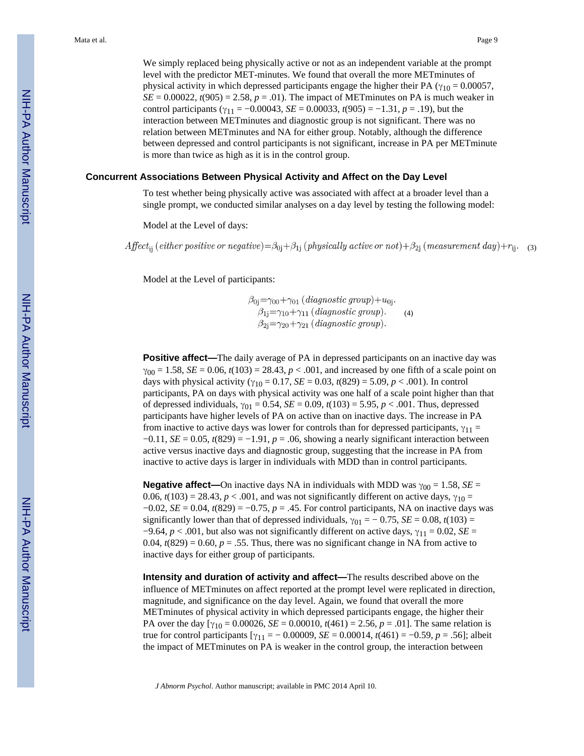We simply replaced being physically active or not as an independent variable at the prompt level with the predictor MET-minutes. We found that overall the more METminutes of physical activity in which depressed participants engage the higher their PA ($\gamma_{10}$ = 0.00057, *SE* = 0.00022, *t*(905) = 2.58, *p* = .01). The impact of METminutes on PA is much weaker in control participants ($\gamma_{11}$ = −0.00043, *SE* = 0.00033, *t*(905) = −1.31, *p* = .19), but the interaction between METminutes and diagnostic group is not significant. There was no relation between METminutes and NA for either group. Notably, although the difference between depressed and control participants is not significant, increase in PA per METminute is more than twice as high as it is in the control group.

### Concurrent Associations Between Physical Activity and Affect on the Day Level

To test whether being physically active was associated with affect at a broader level than a single prompt, we conducted similar analyses on a day level by testing the following model:

Model at the Level of days:

$$Affect_{ij}\,(either\ positive\ or\ negative) = \beta_{0j} + \beta_{1j}\,(physically\ active\ or\ not) + \beta_{2j}\,(measurement\ day) + r_{ij}. \quad (3)$$

Model at the Level of participants:

$$\begin{aligned} \beta_{0j} &= \gamma_{00} + \gamma_{01}\,(diagnostic\ group) + u_{0j}. \\ \beta_{1j} &= \gamma_{10} + \gamma_{11}\,(diagnostic\ group). \\ \beta_{2j} &= \gamma_{20} + \gamma_{21}\,(diagnostic\ group). \end{aligned} \quad (4)$$

**Positive affect—**The daily average of PA in depressed participants on an inactive day was $\gamma_{00}$ = 1.58, *SE* = 0.06, *t*(103) = 28.43, *p* < .001, and increased by one fifth of a scale point on days with physical activity ($\gamma_{10}$ = 0.17, *SE* = 0.03, *t*(829) = 5.09, *p* < .001). In control participants, PA on days with physical activity was one half of a scale point higher than that of depressed individuals, $\gamma_{01}$ = 0.54, *SE* = 0.09, *t*(103) = 5.95, *p* < .001. Thus, depressed participants have higher levels of PA on active than on inactive days. The increase in PA from inactive to active days was lower for controls than for depressed participants, $\gamma_{11}$ = −0.11, *SE* = 0.05, *t*(829) = −1.91, *p* = .06, showing a nearly significant interaction between active versus inactive days and diagnostic group, suggesting that the increase in PA from inactive to active days is larger in individuals with MDD than in control participants.

**Negative affect—**On inactive days NA in individuals with MDD was $\gamma_{00}$ = 1.58, *SE* = 0.06, *t*(103) = 28.43, *p* < .001, and was not significantly different on active days, $\gamma_{10}$ = −0.02, *SE* = 0.04, *t*(829) = −0.75, *p* = .45. For control participants, NA on inactive days was significantly lower than that of depressed individuals, $\gamma_{01}$ = − 0.75, *SE* = 0.08, *t*(103) = −9.64, *p* < .001, but also was not significantly different on active days, $\gamma_{11}$ = 0.02, *SE* = 0.04, *t*(829) = 0.60, *p* = .55. Thus, there was no significant change in NA from active to inactive days for either group of participants.

**Intensity and duration of activity and affect—**The results described above on the influence of METminutes on affect reported at the prompt level were replicated in direction, magnitude, and significance on the day level. Again, we found that overall the more METminutes of physical activity in which depressed participants engage, the higher their PA over the day [$\gamma_{10}$ = 0.00026, *SE* = 0.00010, *t*(461) = 2.56, *p* = .01]. The same relation is true for control participants [$\gamma_{11}$ = − 0.00009, *SE* = 0.00014, *t*(461) = −0.59, *p* = .56]; albeit the impact of METminutes on PA is weaker in the control group, the interaction between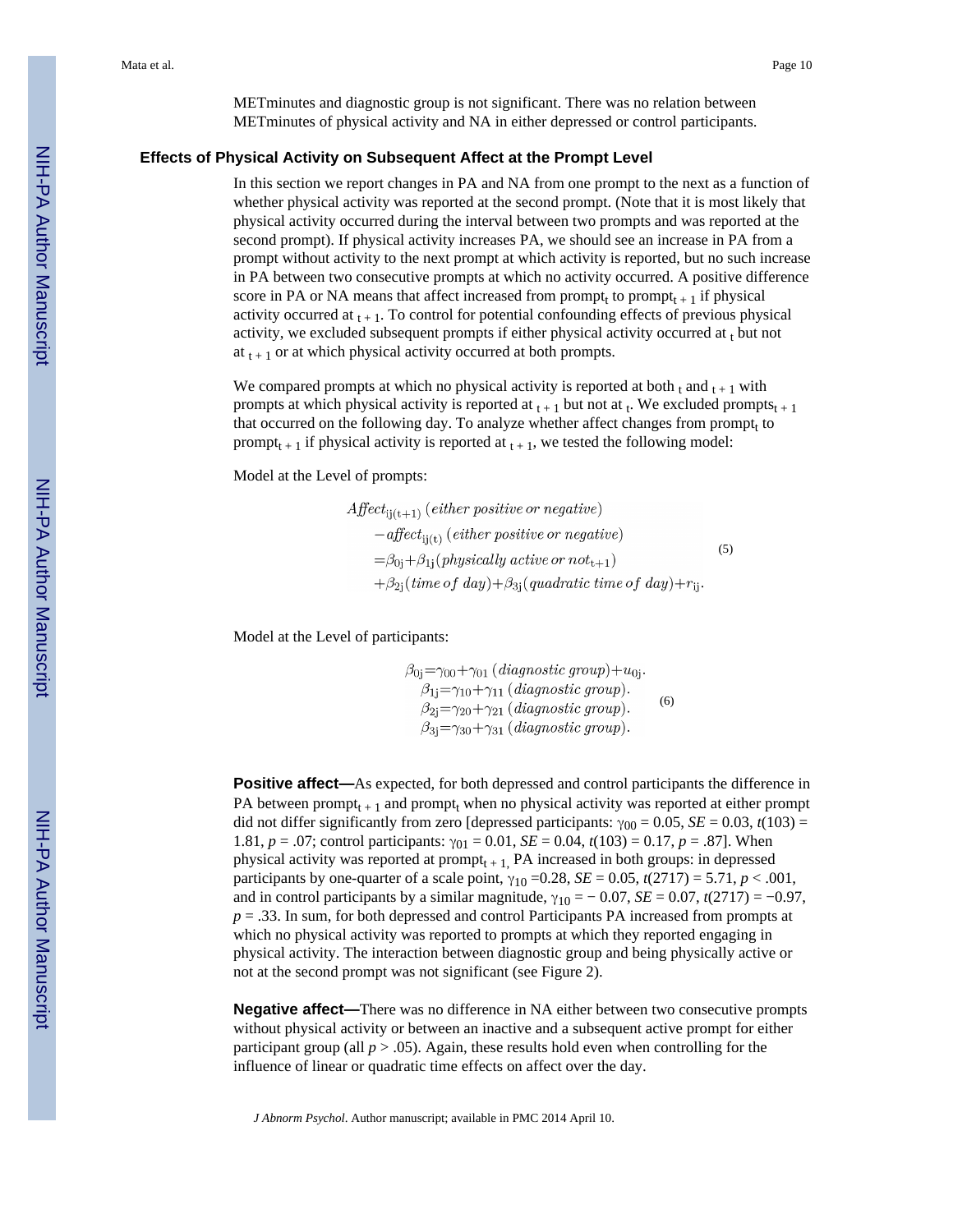METminutes and diagnostic group is not significant. There was no relation between METminutes of physical activity and NA in either depressed or control participants.

### Effects of Physical Activity on Subsequent Affect at the Prompt Level

In this section we report changes in PA and NA from one prompt to the next as a function of whether physical activity was reported at the second prompt. (Note that it is most likely that physical activity occurred during the interval between two prompts and was reported at the second prompt). If physical activity increases PA, we should see an increase in PA from a prompt without activity to the next prompt at which activity is reported, but no such increase in PA between two consecutive prompts at which no activity occurred. A positive difference score in PA or NA means that affect increased from prompt$_t$ to prompt$_{t+1}$ if physical activity occurred at $_{t+1}$. To control for potential confounding effects of previous physical activity, we excluded subsequent prompts if either physical activity occurred at $_t$ but not at $_{t+1}$ or at which physical activity occurred at both prompts.

We compared prompts at which no physical activity is reported at both $_t$ and $_{t+1}$ with prompts at which physical activity is reported at $_{t+1}$ but not at $_t$. We excluded prompts$_{t+1}$ that occurred on the following day. To analyze whether affect changes from prompt$_t$ to prompt$_{t+1}$ if physical activity is reported at $_{t+1}$, we tested the following model:

Model at the Level of prompts:

$$\begin{aligned} &Affect_{ij(t+1)}\,(either\ positive\ or\ negative)\\ &-affect_{ij(t)}\,(either\ positive\ or\ negative)\\ &=\beta_{0j}+\beta_{1j}(physically\ active\ or\ not_{t+1})\\ &+\beta_{2j}(time\ of\ day)+\beta_{3j}(quadratic\ time\ of\ day)+r_{ij}. \end{aligned} \tag{5}$$

Model at the Level of participants:

$$\begin{aligned} \beta_{0j}&=\gamma_{00}+\gamma_{01}\,(diagnostic\ group)+u_{0j}.\\ \beta_{1j}&=\gamma_{10}+\gamma_{11}\,(diagnostic\ group).\\ \beta_{2j}&=\gamma_{20}+\gamma_{21}\,(diagnostic\ group).\\ \beta_{3j}&=\gamma_{30}+\gamma_{31}\,(diagnostic\ group). \end{aligned} \tag{6}$$

**Positive affect—**As expected, for both depressed and control participants the difference in PA between prompt$_{t+1}$ and prompt$_t$ when no physical activity was reported at either prompt did not differ significantly from zero [depressed participants: $\gamma_{00} = 0.05$, $SE = 0.03$, $t(103) = 1.81$, $p = .07$; control participants: $\gamma_{01} = 0.01$, $SE = 0.04$, $t(103) = 0.17$, $p = .87$]. When physical activity was reported at prompt$_{t+1,}$ PA increased in both groups: in depressed participants by one-quarter of a scale point, $\gamma_{10} = 0.28$, $SE = 0.05$, $t(2717) = 5.71$, $p < .001$, and in control participants by a similar magnitude, $\gamma_{10} = -0.07$, $SE = 0.07$, $t(2717) = -0.97$, $p = .33$. In sum, for both depressed and control Participants PA increased from prompts at which no physical activity was reported to prompts at which they reported engaging in physical activity. The interaction between diagnostic group and being physically active or not at the second prompt was not significant (see Figure 2).

**Negative affect—**There was no difference in NA either between two consecutive prompts without physical activity or between an inactive and a subsequent active prompt for either participant group (all $p > .05$). Again, these results hold even when controlling for the influence of linear or quadratic time effects on affect over the day.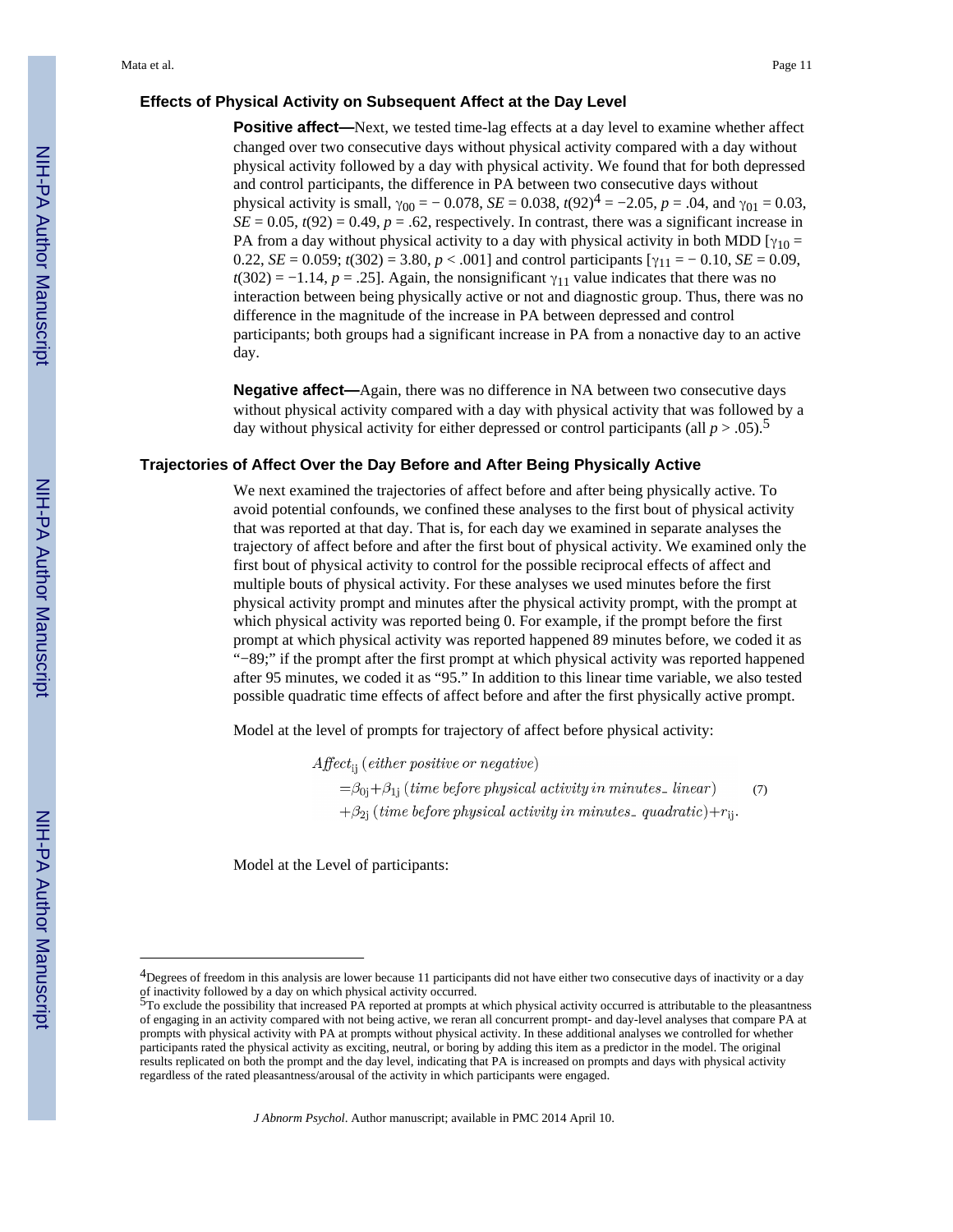### Effects of Physical Activity on Subsequent Affect at the Day Level

**Positive affect—**Next, we tested time-lag effects at a day level to examine whether affect changed over two consecutive days without physical activity compared with a day without physical activity followed by a day with physical activity. We found that for both depressed and control participants, the difference in PA between two consecutive days without physical activity is small, $\gamma_{00} = -0.078$, $SE = 0.038$, $t(92)$[4] $= -2.05$, $p = .04$, and $\gamma_{01} = 0.03$, $SE = 0.05$, $t(92) = 0.49$, $p = .62$, respectively. In contrast, there was a significant increase in PA from a day without physical activity to a day with physical activity in both MDD [$\gamma_{10} = 0.22$, $SE = 0.059$; $t(302) = 3.80$, $p < .001$] and control participants [$\gamma_{11} = -0.10$, $SE = 0.09$, $t(302) = -1.14$, $p = .25$]. Again, the nonsignificant $\gamma_{11}$ value indicates that there was no interaction between being physically active or not and diagnostic group. Thus, there was no difference in the magnitude of the increase in PA between depressed and control participants; both groups had a significant increase in PA from a nonactive day to an active day.

**Negative affect—**Again, there was no difference in NA between two consecutive days without physical activity compared with a day with physical activity that was followed by a day without physical activity for either depressed or control participants (all $p > .05$).[5]

### Trajectories of Affect Over the Day Before and After Being Physically Active

We next examined the trajectories of affect before and after being physically active. To avoid potential confounds, we confined these analyses to the first bout of physical activity that was reported at that day. That is, for each day we examined in separate analyses the trajectory of affect before and after the first bout of physical activity. We examined only the first bout of physical activity to control for the possible reciprocal effects of affect and multiple bouts of physical activity. For these analyses we used minutes before the first physical activity prompt and minutes after the physical activity prompt, with the prompt at which physical activity was reported being 0. For example, if the prompt before the first prompt at which physical activity was reported happened 89 minutes before, we coded it as "−89;" if the prompt after the first prompt at which physical activity was reported happened after 95 minutes, we coded it as "95." In addition to this linear time variable, we also tested possible quadratic time effects of affect before and after the first physically active prompt.

Model at the level of prompts for trajectory of affect before physical activity:

$$\begin{aligned} &Affect_{ij}\,(either\ positive\ or\ negative) \\ &\quad = \beta_{0j} + \beta_{1j}\,(time\ before\ physical\ activity\ in\ minutes\_\ linear) \\ &\quad + \beta_{2j}\,(time\ before\ physical\ activity\ in\ minutes\_\ quadratic) + r_{ij}. \end{aligned} \tag{7}$$

Model at the Level of participants:

---

[4]Degrees of freedom in this analysis are lower because 11 participants did not have either two consecutive days of inactivity or a day of inactivity followed by a day on which physical activity occurred.

[5]To exclude the possibility that increased PA reported at prompts at which physical activity occurred is attributable to the pleasantness of engaging in an activity compared with not being active, we reran all concurrent prompt- and day-level analyses that compare PA at prompts with physical activity with PA at prompts without physical activity. In these additional analyses we controlled for whether participants rated the physical activity as exciting, neutral, or boring by adding this item as a predictor in the model. The original results replicated on both the prompt and the day level, indicating that PA is increased on prompts and days with physical activity regardless of the rated pleasantness/arousal of the activity in which participants were engaged.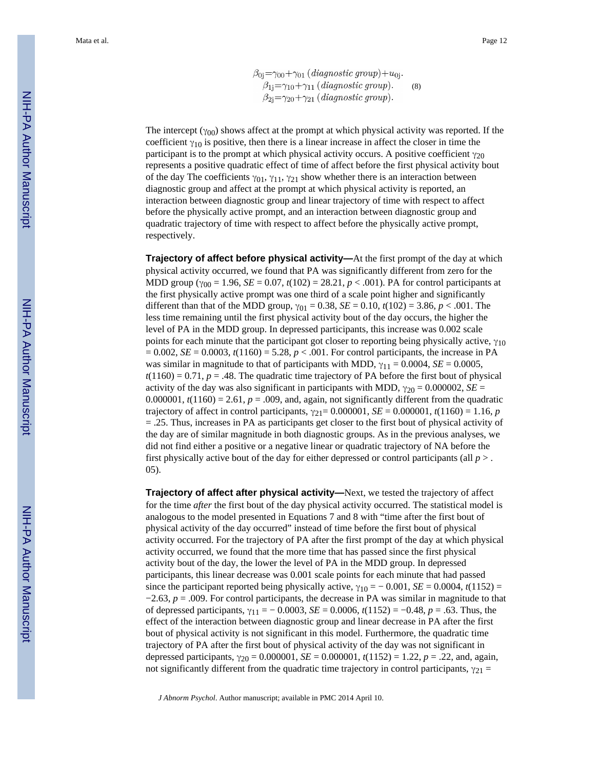$$
\begin{aligned}
\beta_{0j} &= \gamma_{00} + \gamma_{01}\,(diagnostic\ group) + u_{0j}. \\
\beta_{1j} &= \gamma_{10} + \gamma_{11}\,(diagnostic\ group). \\
\beta_{2j} &= \gamma_{20} + \gamma_{21}\,(diagnostic\ group).
\end{aligned} \tag{8}
$$

The intercept ($\gamma_{00}$) shows affect at the prompt at which physical activity was reported. If the coefficient $\gamma_{10}$ is positive, then there is a linear increase in affect the closer in time the participant is to the prompt at which physical activity occurs. A positive coefficient $\gamma_{20}$ represents a positive quadratic effect of time of affect before the first physical activity bout of the day The coefficients $\gamma_{01}$, $\gamma_{11}$, $\gamma_{21}$ show whether there is an interaction between diagnostic group and affect at the prompt at which physical activity is reported, an interaction between diagnostic group and linear trajectory of time with respect to affect before the physically active prompt, and an interaction between diagnostic group and quadratic trajectory of time with respect to affect before the physically active prompt, respectively.

**Trajectory of affect before physical activity—**At the first prompt of the day at which physical activity occurred, we found that PA was significantly different from zero for the MDD group ($\gamma_{00} = 1.96$, $SE = 0.07$, $t(102) = 28.21$, $p < .001$). PA for control participants at the first physically active prompt was one third of a scale point higher and significantly different than that of the MDD group, $\gamma_{01} = 0.38$, $SE = 0.10$, $t(102) = 3.86$, $p < .001$. The less time remaining until the first physical activity bout of the day occurs, the higher the level of PA in the MDD group. In depressed participants, this increase was 0.002 scale points for each minute that the participant got closer to reporting being physically active, $\gamma_{10} = 0.002$, $SE = 0.0003$, $t(1160) = 5.28$, $p < .001$. For control participants, the increase in PA was similar in magnitude to that of participants with MDD, $\gamma_{11} = 0.0004$, $SE = 0.0005$, $t(1160) = 0.71$, $p = .48$. The quadratic time trajectory of PA before the first bout of physical activity of the day was also significant in participants with MDD, $\gamma_{20} = 0.000002$, $SE = 0.000001$, $t(1160) = 2.61$, $p = .009$, and, again, not significantly different from the quadratic trajectory of affect in control participants, $\gamma_{21} = 0.000001$, $SE = 0.000001$, $t(1160) = 1.16$, $p = .25$. Thus, increases in PA as participants get closer to the first bout of physical activity of the day are of similar magnitude in both diagnostic groups. As in the previous analyses, we did not find either a positive or a negative linear or quadratic trajectory of NA before the first physically active bout of the day for either depressed or control participants (all $p > .05$).

**Trajectory of affect after physical activity—**Next, we tested the trajectory of affect for the time *after* the first bout of the day physical activity occurred. The statistical model is analogous to the model presented in Equations 7 and 8 with "time after the first bout of physical activity of the day occurred" instead of time before the first bout of physical activity occurred. For the trajectory of PA after the first prompt of the day at which physical activity occurred, we found that the more time that has passed since the first physical activity bout of the day, the lower the level of PA in the MDD group. In depressed participants, this linear decrease was 0.001 scale points for each minute that had passed since the participant reported being physically active, $\gamma_{10} = -0.001$, $SE = 0.0004$, $t(1152) = -2.63$, $p = .009$. For control participants, the decrease in PA was similar in magnitude to that of depressed participants, $\gamma_{11} = -0.0003$, $SE = 0.0006$, $t(1152) = -0.48$, $p = .63$. Thus, the effect of the interaction between diagnostic group and linear decrease in PA after the first bout of physical activity is not significant in this model. Furthermore, the quadratic time trajectory of PA after the first bout of physical activity of the day was not significant in depressed participants, $\gamma_{20} = 0.000001$, $SE = 0.000001$, $t(1152) = 1.22$, $p = .22$, and, again, not significantly different from the quadratic time trajectory in control participants, $\gamma_{21} =$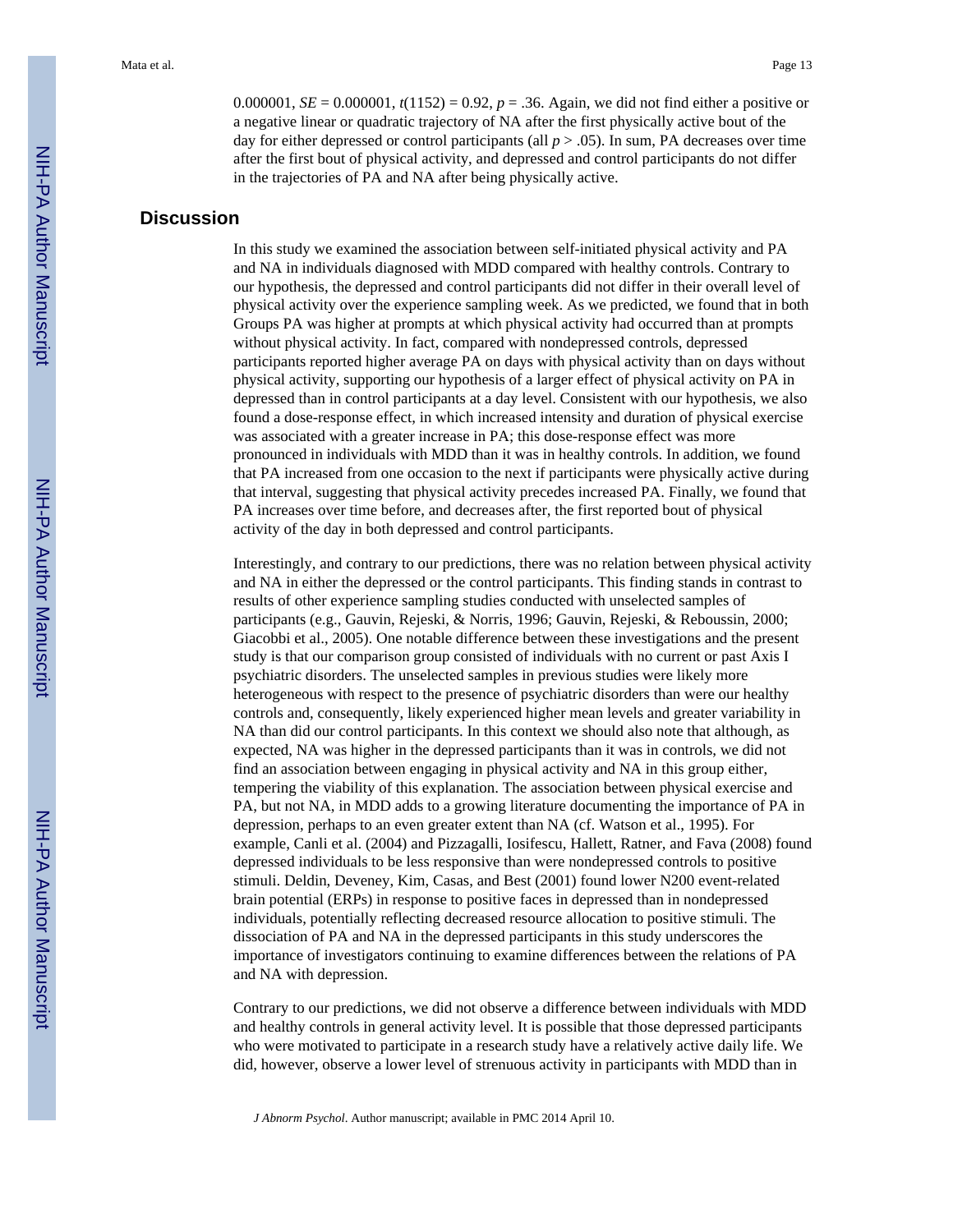0.000001, $SE = 0.000001$, $t(1152) = 0.92$, $p = .36$. Again, we did not find either a positive or a negative linear or quadratic trajectory of NA after the first physically active bout of the day for either depressed or control participants (all $p > .05$). In sum, PA decreases over time after the first bout of physical activity, and depressed and control participants do not differ in the trajectories of PA and NA after being physically active.

## Discussion

In this study we examined the association between self-initiated physical activity and PA and NA in individuals diagnosed with MDD compared with healthy controls. Contrary to our hypothesis, the depressed and control participants did not differ in their overall level of physical activity over the experience sampling week. As we predicted, we found that in both Groups PA was higher at prompts at which physical activity had occurred than at prompts without physical activity. In fact, compared with nondepressed controls, depressed participants reported higher average PA on days with physical activity than on days without physical activity, supporting our hypothesis of a larger effect of physical activity on PA in depressed than in control participants at a day level. Consistent with our hypothesis, we also found a dose-response effect, in which increased intensity and duration of physical exercise was associated with a greater increase in PA; this dose-response effect was more pronounced in individuals with MDD than it was in healthy controls. In addition, we found that PA increased from one occasion to the next if participants were physically active during that interval, suggesting that physical activity precedes increased PA. Finally, we found that PA increases over time before, and decreases after, the first reported bout of physical activity of the day in both depressed and control participants.

Interestingly, and contrary to our predictions, there was no relation between physical activity and NA in either the depressed or the control participants. This finding stands in contrast to results of other experience sampling studies conducted with unselected samples of participants (e.g., Gauvin, Rejeski, & Norris, 1996; Gauvin, Rejeski, & Reboussin, 2000; Giacobbi et al., 2005). One notable difference between these investigations and the present study is that our comparison group consisted of individuals with no current or past Axis I psychiatric disorders. The unselected samples in previous studies were likely more heterogeneous with respect to the presence of psychiatric disorders than were our healthy controls and, consequently, likely experienced higher mean levels and greater variability in NA than did our control participants. In this context we should also note that although, as expected, NA was higher in the depressed participants than it was in controls, we did not find an association between engaging in physical activity and NA in this group either, tempering the viability of this explanation. The association between physical exercise and PA, but not NA, in MDD adds to a growing literature documenting the importance of PA in depression, perhaps to an even greater extent than NA (cf. Watson et al., 1995). For example, Canli et al. (2004) and Pizzagalli, Iosifescu, Hallett, Ratner, and Fava (2008) found depressed individuals to be less responsive than were nondepressed controls to positive stimuli. Deldin, Deveney, Kim, Casas, and Best (2001) found lower N200 event-related brain potential (ERPs) in response to positive faces in depressed than in nondepressed individuals, potentially reflecting decreased resource allocation to positive stimuli. The dissociation of PA and NA in the depressed participants in this study underscores the importance of investigators continuing to examine differences between the relations of PA and NA with depression.

Contrary to our predictions, we did not observe a difference between individuals with MDD and healthy controls in general activity level. It is possible that those depressed participants who were motivated to participate in a research study have a relatively active daily life. We did, however, observe a lower level of strenuous activity in participants with MDD than in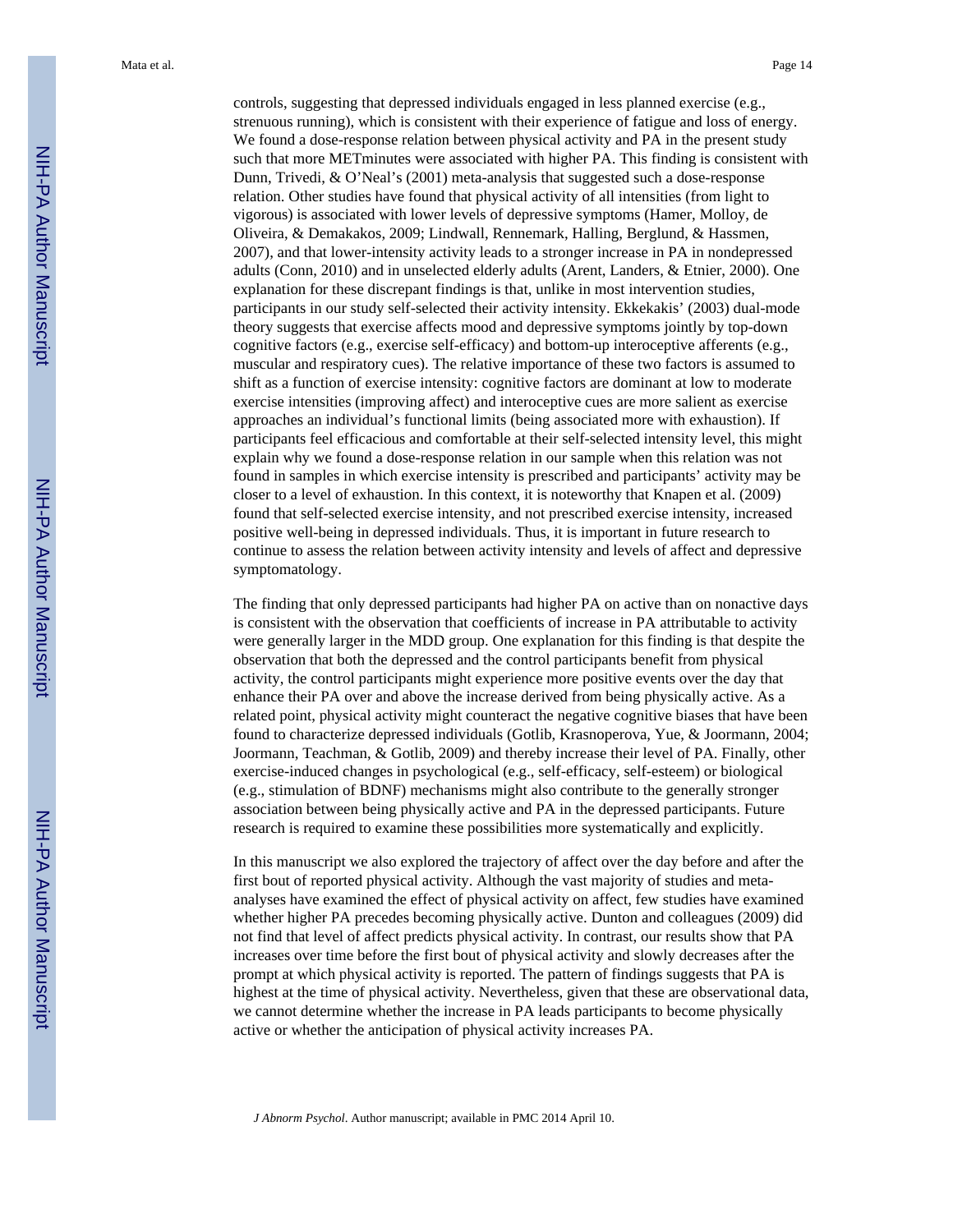controls, suggesting that depressed individuals engaged in less planned exercise (e.g., strenuous running), which is consistent with their experience of fatigue and loss of energy. We found a dose-response relation between physical activity and PA in the present study such that more METminutes were associated with higher PA. This finding is consistent with Dunn, Trivedi, & O'Neal's (2001) meta-analysis that suggested such a dose-response relation. Other studies have found that physical activity of all intensities (from light to vigorous) is associated with lower levels of depressive symptoms (Hamer, Molloy, de Oliveira, & Demakakos, 2009; Lindwall, Rennemark, Halling, Berglund, & Hassmen, 2007), and that lower-intensity activity leads to a stronger increase in PA in nondepressed adults (Conn, 2010) and in unselected elderly adults (Arent, Landers, & Etnier, 2000). One explanation for these discrepant findings is that, unlike in most intervention studies, participants in our study self-selected their activity intensity. Ekkekakis' (2003) dual-mode theory suggests that exercise affects mood and depressive symptoms jointly by top-down cognitive factors (e.g., exercise self-efficacy) and bottom-up interoceptive afferents (e.g., muscular and respiratory cues). The relative importance of these two factors is assumed to shift as a function of exercise intensity: cognitive factors are dominant at low to moderate exercise intensities (improving affect) and interoceptive cues are more salient as exercise approaches an individual's functional limits (being associated more with exhaustion). If participants feel efficacious and comfortable at their self-selected intensity level, this might explain why we found a dose-response relation in our sample when this relation was not found in samples in which exercise intensity is prescribed and participants' activity may be closer to a level of exhaustion. In this context, it is noteworthy that Knapen et al. (2009) found that self-selected exercise intensity, and not prescribed exercise intensity, increased positive well-being in depressed individuals. Thus, it is important in future research to continue to assess the relation between activity intensity and levels of affect and depressive symptomatology.

The finding that only depressed participants had higher PA on active than on nonactive days is consistent with the observation that coefficients of increase in PA attributable to activity were generally larger in the MDD group. One explanation for this finding is that despite the observation that both the depressed and the control participants benefit from physical activity, the control participants might experience more positive events over the day that enhance their PA over and above the increase derived from being physically active. As a related point, physical activity might counteract the negative cognitive biases that have been found to characterize depressed individuals (Gotlib, Krasnoperova, Yue, & Joormann, 2004; Joormann, Teachman, & Gotlib, 2009) and thereby increase their level of PA. Finally, other exercise-induced changes in psychological (e.g., self-efficacy, self-esteem) or biological (e.g., stimulation of BDNF) mechanisms might also contribute to the generally stronger association between being physically active and PA in the depressed participants. Future research is required to examine these possibilities more systematically and explicitly.

In this manuscript we also explored the trajectory of affect over the day before and after the first bout of reported physical activity. Although the vast majority of studies and meta-analyses have examined the effect of physical activity on affect, few studies have examined whether higher PA precedes becoming physically active. Dunton and colleagues (2009) did not find that level of affect predicts physical activity. In contrast, our results show that PA increases over time before the first bout of physical activity and slowly decreases after the prompt at which physical activity is reported. The pattern of findings suggests that PA is highest at the time of physical activity. Nevertheless, given that these are observational data, we cannot determine whether the increase in PA leads participants to become physically active or whether the anticipation of physical activity increases PA.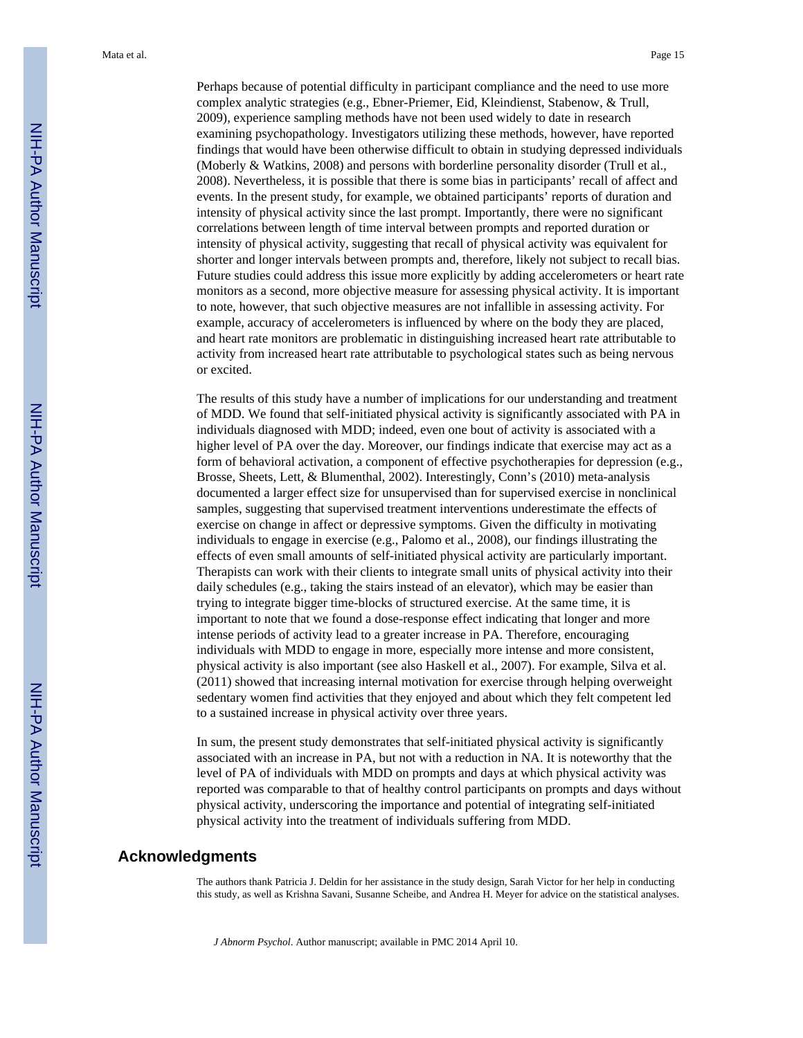Perhaps because of potential difficulty in participant compliance and the need to use more complex analytic strategies (e.g., Ebner-Priemer, Eid, Kleindienst, Stabenow, & Trull, 2009), experience sampling methods have not been used widely to date in research examining psychopathology. Investigators utilizing these methods, however, have reported findings that would have been otherwise difficult to obtain in studying depressed individuals (Moberly & Watkins, 2008) and persons with borderline personality disorder (Trull et al., 2008). Nevertheless, it is possible that there is some bias in participants' recall of affect and events. In the present study, for example, we obtained participants' reports of duration and intensity of physical activity since the last prompt. Importantly, there were no significant correlations between length of time interval between prompts and reported duration or intensity of physical activity, suggesting that recall of physical activity was equivalent for shorter and longer intervals between prompts and, therefore, likely not subject to recall bias. Future studies could address this issue more explicitly by adding accelerometers or heart rate monitors as a second, more objective measure for assessing physical activity. It is important to note, however, that such objective measures are not infallible in assessing activity. For example, accuracy of accelerometers is influenced by where on the body they are placed, and heart rate monitors are problematic in distinguishing increased heart rate attributable to activity from increased heart rate attributable to psychological states such as being nervous or excited.

The results of this study have a number of implications for our understanding and treatment of MDD. We found that self-initiated physical activity is significantly associated with PA in individuals diagnosed with MDD; indeed, even one bout of activity is associated with a higher level of PA over the day. Moreover, our findings indicate that exercise may act as a form of behavioral activation, a component of effective psychotherapies for depression (e.g., Brosse, Sheets, Lett, & Blumenthal, 2002). Interestingly, Conn's (2010) meta-analysis documented a larger effect size for unsupervised than for supervised exercise in nonclinical samples, suggesting that supervised treatment interventions underestimate the effects of exercise on change in affect or depressive symptoms. Given the difficulty in motivating individuals to engage in exercise (e.g., Palomo et al., 2008), our findings illustrating the effects of even small amounts of self-initiated physical activity are particularly important. Therapists can work with their clients to integrate small units of physical activity into their daily schedules (e.g., taking the stairs instead of an elevator), which may be easier than trying to integrate bigger time-blocks of structured exercise. At the same time, it is important to note that we found a dose-response effect indicating that longer and more intense periods of activity lead to a greater increase in PA. Therefore, encouraging individuals with MDD to engage in more, especially more intense and more consistent, physical activity is also important (see also Haskell et al., 2007). For example, Silva et al. (2011) showed that increasing internal motivation for exercise through helping overweight sedentary women find activities that they enjoyed and about which they felt competent led to a sustained increase in physical activity over three years.

In sum, the present study demonstrates that self-initiated physical activity is significantly associated with an increase in PA, but not with a reduction in NA. It is noteworthy that the level of PA of individuals with MDD on prompts and days at which physical activity was reported was comparable to that of healthy control participants on prompts and days without physical activity, underscoring the importance and potential of integrating self-initiated physical activity into the treatment of individuals suffering from MDD.

## Acknowledgments

The authors thank Patricia J. Deldin for her assistance in the study design, Sarah Victor for her help in conducting this study, as well as Krishna Savani, Susanne Scheibe, and Andrea H. Meyer for advice on the statistical analyses.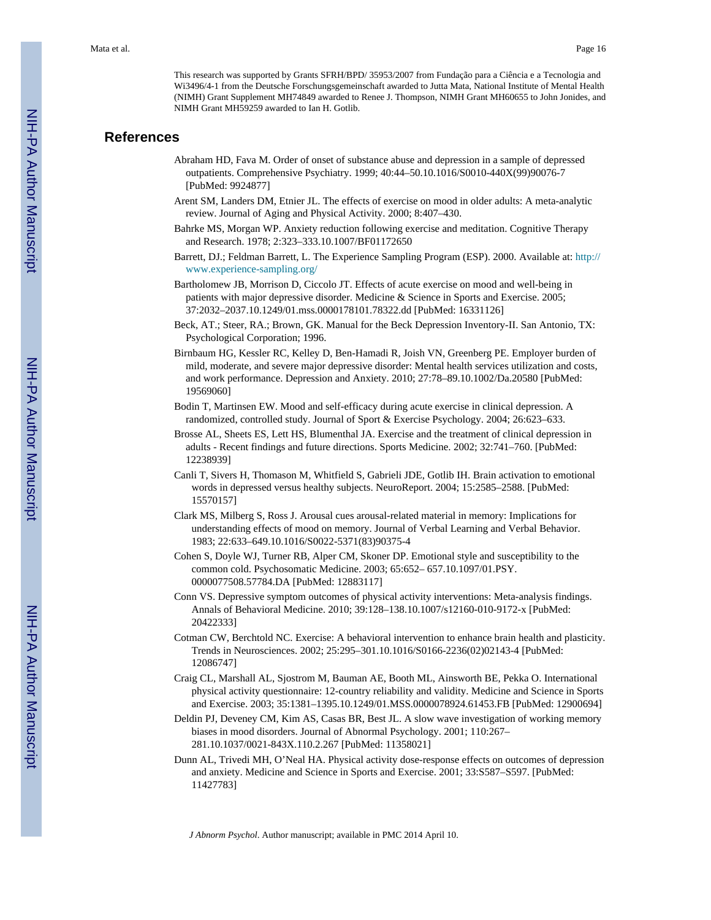This research was supported by Grants SFRH/BPD/ 35953/2007 from Fundação para a Ciência e a Tecnologia and Wi3496/4-1 from the Deutsche Forschungsgemeinschaft awarded to Jutta Mata, National Institute of Mental Health (NIMH) Grant Supplement MH74849 awarded to Renee J. Thompson, NIMH Grant MH60655 to John Jonides, and NIMH Grant MH59259 awarded to Ian H. Gotlib.

## References

Abraham HD, Fava M. Order of onset of substance abuse and depression in a sample of depressed outpatients. Comprehensive Psychiatry. 1999; 40:44–50.10.1016/S0010-440X(99)90076-7 [PubMed: 9924877]

Arent SM, Landers DM, Etnier JL. The effects of exercise on mood in older adults: A meta-analytic review. Journal of Aging and Physical Activity. 2000; 8:407–430.

Bahrke MS, Morgan WP. Anxiety reduction following exercise and meditation. Cognitive Therapy and Research. 1978; 2:323–333.10.1007/BF01172650

Barrett, DJ.; Feldman Barrett, L. The Experience Sampling Program (ESP). 2000. Available at: http://www.experience-sampling.org/

Bartholomew JB, Morrison D, Ciccolo JT. Effects of acute exercise on mood and well-being in patients with major depressive disorder. Medicine & Science in Sports and Exercise. 2005; 37:2032–2037.10.1249/01.mss.0000178101.78322.dd [PubMed: 16331126]

Beck, AT.; Steer, RA.; Brown, GK. Manual for the Beck Depression Inventory-II. San Antonio, TX: Psychological Corporation; 1996.

Birnbaum HG, Kessler RC, Kelley D, Ben-Hamadi R, Joish VN, Greenberg PE. Employer burden of mild, moderate, and severe major depressive disorder: Mental health services utilization and costs, and work performance. Depression and Anxiety. 2010; 27:78–89.10.1002/Da.20580 [PubMed: 19569060]

Bodin T, Martinsen EW. Mood and self-efficacy during acute exercise in clinical depression. A randomized, controlled study. Journal of Sport & Exercise Psychology. 2004; 26:623–633.

Brosse AL, Sheets ES, Lett HS, Blumenthal JA. Exercise and the treatment of clinical depression in adults - Recent findings and future directions. Sports Medicine. 2002; 32:741–760. [PubMed: 12238939]

Canli T, Sivers H, Thomason M, Whitfield S, Gabrieli JDE, Gotlib IH. Brain activation to emotional words in depressed versus healthy subjects. NeuroReport. 2004; 15:2585–2588. [PubMed: 15570157]

Clark MS, Milberg S, Ross J. Arousal cues arousal-related material in memory: Implications for understanding effects of mood on memory. Journal of Verbal Learning and Verbal Behavior. 1983; 22:633–649.10.1016/S0022-5371(83)90375-4

Cohen S, Doyle WJ, Turner RB, Alper CM, Skoner DP. Emotional style and susceptibility to the common cold. Psychosomatic Medicine. 2003; 65:652– 657.10.1097/01.PSY.0000077508.57784.DA [PubMed: 12883117]

Conn VS. Depressive symptom outcomes of physical activity interventions: Meta-analysis findings. Annals of Behavioral Medicine. 2010; 39:128–138.10.1007/s12160-010-9172-x [PubMed: 20422333]

Cotman CW, Berchtold NC. Exercise: A behavioral intervention to enhance brain health and plasticity. Trends in Neurosciences. 2002; 25:295–301.10.1016/S0166-2236(02)02143-4 [PubMed: 12086747]

Craig CL, Marshall AL, Sjostrom M, Bauman AE, Booth ML, Ainsworth BE, Pekka O. International physical activity questionnaire: 12-country reliability and validity. Medicine and Science in Sports and Exercise. 2003; 35:1381–1395.10.1249/01.MSS.0000078924.61453.FB [PubMed: 12900694]

Deldin PJ, Deveney CM, Kim AS, Casas BR, Best JL. A slow wave investigation of working memory biases in mood disorders. Journal of Abnormal Psychology. 2001; 110:267–281.10.1037/0021-843X.110.2.267 [PubMed: 11358021]

Dunn AL, Trivedi MH, O'Neal HA. Physical activity dose-response effects on outcomes of depression and anxiety. Medicine and Science in Sports and Exercise. 2001; 33:S587–S597. [PubMed: 11427783]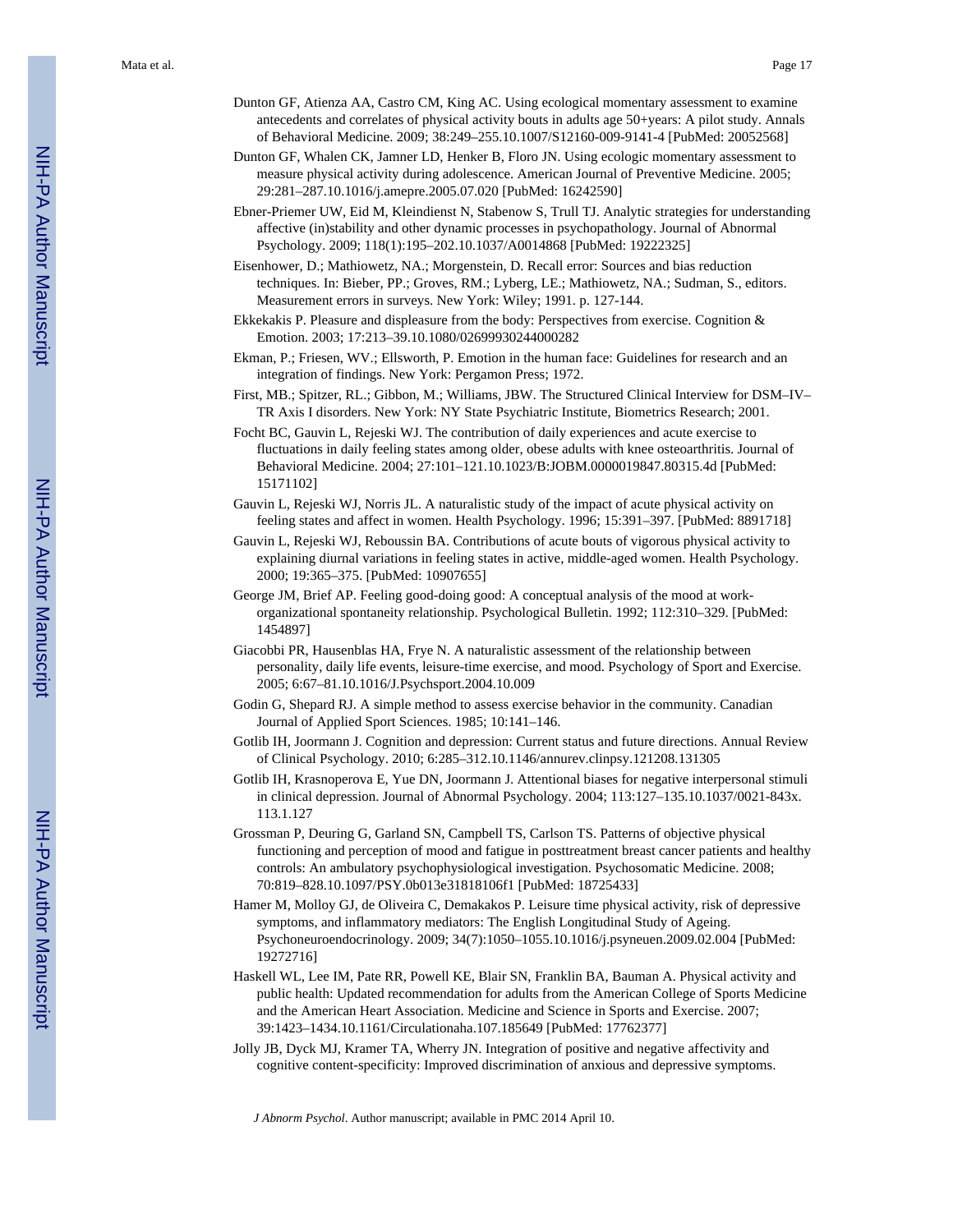Dunton GF, Atienza AA, Castro CM, King AC. Using ecological momentary assessment to examine antecedents and correlates of physical activity bouts in adults age 50+years: A pilot study. Annals of Behavioral Medicine. 2009; 38:249–255.10.1007/S12160-009-9141-4 [PubMed: 20052568]

Dunton GF, Whalen CK, Jamner LD, Henker B, Floro JN. Using ecologic momentary assessment to measure physical activity during adolescence. American Journal of Preventive Medicine. 2005; 29:281–287.10.1016/j.amepre.2005.07.020 [PubMed: 16242590]

Ebner-Priemer UW, Eid M, Kleindienst N, Stabenow S, Trull TJ. Analytic strategies for understanding affective (in)stability and other dynamic processes in psychopathology. Journal of Abnormal Psychology. 2009; 118(1):195–202.10.1037/A0014868 [PubMed: 19222325]

Eisenhower, D.; Mathiowetz, NA.; Morgenstein, D. Recall error: Sources and bias reduction techniques. In: Bieber, PP.; Groves, RM.; Lyberg, LE.; Mathiowetz, NA.; Sudman, S., editors. Measurement errors in surveys. New York: Wiley; 1991. p. 127-144.

Ekkekakis P. Pleasure and displeasure from the body: Perspectives from exercise. Cognition & Emotion. 2003; 17:213–39.10.1080/02699930244000282

Ekman, P.; Friesen, WV.; Ellsworth, P. Emotion in the human face: Guidelines for research and an integration of findings. New York: Pergamon Press; 1972.

First, MB.; Spitzer, RL.; Gibbon, M.; Williams, JBW. The Structured Clinical Interview for DSM–IV–TR Axis I disorders. New York: NY State Psychiatric Institute, Biometrics Research; 2001.

Focht BC, Gauvin L, Rejeski WJ. The contribution of daily experiences and acute exercise to fluctuations in daily feeling states among older, obese adults with knee osteoarthritis. Journal of Behavioral Medicine. 2004; 27:101–121.10.1023/B:JOBM.0000019847.80315.4d [PubMed: 15171102]

Gauvin L, Rejeski WJ, Norris JL. A naturalistic study of the impact of acute physical activity on feeling states and affect in women. Health Psychology. 1996; 15:391–397. [PubMed: 8891718]

Gauvin L, Rejeski WJ, Reboussin BA. Contributions of acute bouts of vigorous physical activity to explaining diurnal variations in feeling states in active, middle-aged women. Health Psychology. 2000; 19:365–375. [PubMed: 10907655]

George JM, Brief AP. Feeling good-doing good: A conceptual analysis of the mood at work-organizational spontaneity relationship. Psychological Bulletin. 1992; 112:310–329. [PubMed: 1454897]

Giacobbi PR, Hausenblas HA, Frye N. A naturalistic assessment of the relationship between personality, daily life events, leisure-time exercise, and mood. Psychology of Sport and Exercise. 2005; 6:67–81.10.1016/J.Psychsport.2004.10.009

Godin G, Shepard RJ. A simple method to assess exercise behavior in the community. Canadian Journal of Applied Sport Sciences. 1985; 10:141–146.

Gotlib IH, Joormann J. Cognition and depression: Current status and future directions. Annual Review of Clinical Psychology. 2010; 6:285–312.10.1146/annurev.clinpsy.121208.131305

Gotlib IH, Krasnoperova E, Yue DN, Joormann J. Attentional biases for negative interpersonal stimuli in clinical depression. Journal of Abnormal Psychology. 2004; 113:127–135.10.1037/0021-843x.113.1.127

Grossman P, Deuring G, Garland SN, Campbell TS, Carlson TS. Patterns of objective physical functioning and perception of mood and fatigue in posttreatment breast cancer patients and healthy controls: An ambulatory psychophysiological investigation. Psychosomatic Medicine. 2008; 70:819–828.10.1097/PSY.0b013e31818106f1 [PubMed: 18725433]

Hamer M, Molloy GJ, de Oliveira C, Demakakos P. Leisure time physical activity, risk of depressive symptoms, and inflammatory mediators: The English Longitudinal Study of Ageing. Psychoneuroendocrinology. 2009; 34(7):1050–1055.10.1016/j.psyneuen.2009.02.004 [PubMed: 19272716]

Haskell WL, Lee IM, Pate RR, Powell KE, Blair SN, Franklin BA, Bauman A. Physical activity and public health: Updated recommendation for adults from the American College of Sports Medicine and the American Heart Association. Medicine and Science in Sports and Exercise. 2007; 39:1423–1434.10.1161/Circulationaha.107.185649 [PubMed: 17762377]

Jolly JB, Dyck MJ, Kramer TA, Wherry JN. Integration of positive and negative affectivity and cognitive content-specificity: Improved discrimination of anxious and depressive symptoms.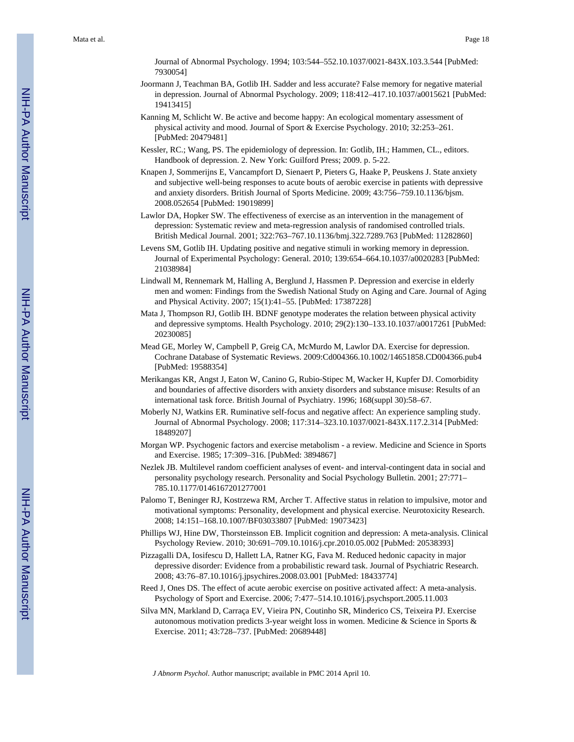Journal of Abnormal Psychology. 1994; 103:544–552.10.1037/0021-843X.103.3.544 [PubMed: 7930054]

Joormann J, Teachman BA, Gotlib IH. Sadder and less accurate? False memory for negative material in depression. Journal of Abnormal Psychology. 2009; 118:412–417.10.1037/a0015621 [PubMed: 19413415]

Kanning M, Schlicht W. Be active and become happy: An ecological momentary assessment of physical activity and mood. Journal of Sport & Exercise Psychology. 2010; 32:253–261. [PubMed: 20479481]

Kessler, RC.; Wang, PS. The epidemiology of depression. In: Gotlib, IH.; Hammen, CL., editors. Handbook of depression. 2. New York: Guilford Press; 2009. p. 5-22.

Knapen J, Sommerijns E, Vancampfort D, Sienaert P, Pieters G, Haake P, Peuskens J. State anxiety and subjective well-being responses to acute bouts of aerobic exercise in patients with depressive and anxiety disorders. British Journal of Sports Medicine. 2009; 43:756–759.10.1136/bjsm.2008.052654 [PubMed: 19019899]

Lawlor DA, Hopker SW. The effectiveness of exercise as an intervention in the management of depression: Systematic review and meta-regression analysis of randomised controlled trials. British Medical Journal. 2001; 322:763–767.10.1136/bmj.322.7289.763 [PubMed: 11282860]

Levens SM, Gotlib IH. Updating positive and negative stimuli in working memory in depression. Journal of Experimental Psychology: General. 2010; 139:654–664.10.1037/a0020283 [PubMed: 21038984]

Lindwall M, Rennemark M, Halling A, Berglund J, Hassmen P. Depression and exercise in elderly men and women: Findings from the Swedish National Study on Aging and Care. Journal of Aging and Physical Activity. 2007; 15(1):41–55. [PubMed: 17387228]

Mata J, Thompson RJ, Gotlib IH. BDNF genotype moderates the relation between physical activity and depressive symptoms. Health Psychology. 2010; 29(2):130–133.10.1037/a0017261 [PubMed: 20230085]

Mead GE, Morley W, Campbell P, Greig CA, McMurdo M, Lawlor DA. Exercise for depression. Cochrane Database of Systematic Reviews. 2009:Cd004366.10.1002/14651858.CD004366.pub4 [PubMed: 19588354]

Merikangas KR, Angst J, Eaton W, Canino G, Rubio-Stipec M, Wacker H, Kupfer DJ. Comorbidity and boundaries of affective disorders with anxiety disorders and substance misuse: Results of an international task force. British Journal of Psychiatry. 1996; 168(suppl 30):58–67.

Moberly NJ, Watkins ER. Ruminative self-focus and negative affect: An experience sampling study. Journal of Abnormal Psychology. 2008; 117:314–323.10.1037/0021-843X.117.2.314 [PubMed: 18489207]

Morgan WP. Psychogenic factors and exercise metabolism - a review. Medicine and Science in Sports and Exercise. 1985; 17:309–316. [PubMed: 3894867]

Nezlek JB. Multilevel random coefficient analyses of event- and interval-contingent data in social and personality psychology research. Personality and Social Psychology Bulletin. 2001; 27:771–785.10.1177/0146167201277001

Palomo T, Beninger RJ, Kostrzewa RM, Archer T. Affective status in relation to impulsive, motor and motivational symptoms: Personality, development and physical exercise. Neurotoxicity Research. 2008; 14:151–168.10.1007/BF03033807 [PubMed: 19073423]

Phillips WJ, Hine DW, Thorsteinsson EB. Implicit cognition and depression: A meta-analysis. Clinical Psychology Review. 2010; 30:691–709.10.1016/j.cpr.2010.05.002 [PubMed: 20538393]

Pizzagalli DA, Iosifescu D, Hallett LA, Ratner KG, Fava M. Reduced hedonic capacity in major depressive disorder: Evidence from a probabilistic reward task. Journal of Psychiatric Research. 2008; 43:76–87.10.1016/j.jpsychires.2008.03.001 [PubMed: 18433774]

Reed J, Ones DS. The effect of acute aerobic exercise on positive activated affect: A meta-analysis. Psychology of Sport and Exercise. 2006; 7:477–514.10.1016/j.psychsport.2005.11.003

Silva MN, Markland D, Carraça EV, Vieira PN, Coutinho SR, Minderico CS, Teixeira PJ. Exercise autonomous motivation predicts 3-year weight loss in women. Medicine & Science in Sports & Exercise. 2011; 43:728–737. [PubMed: 20689448]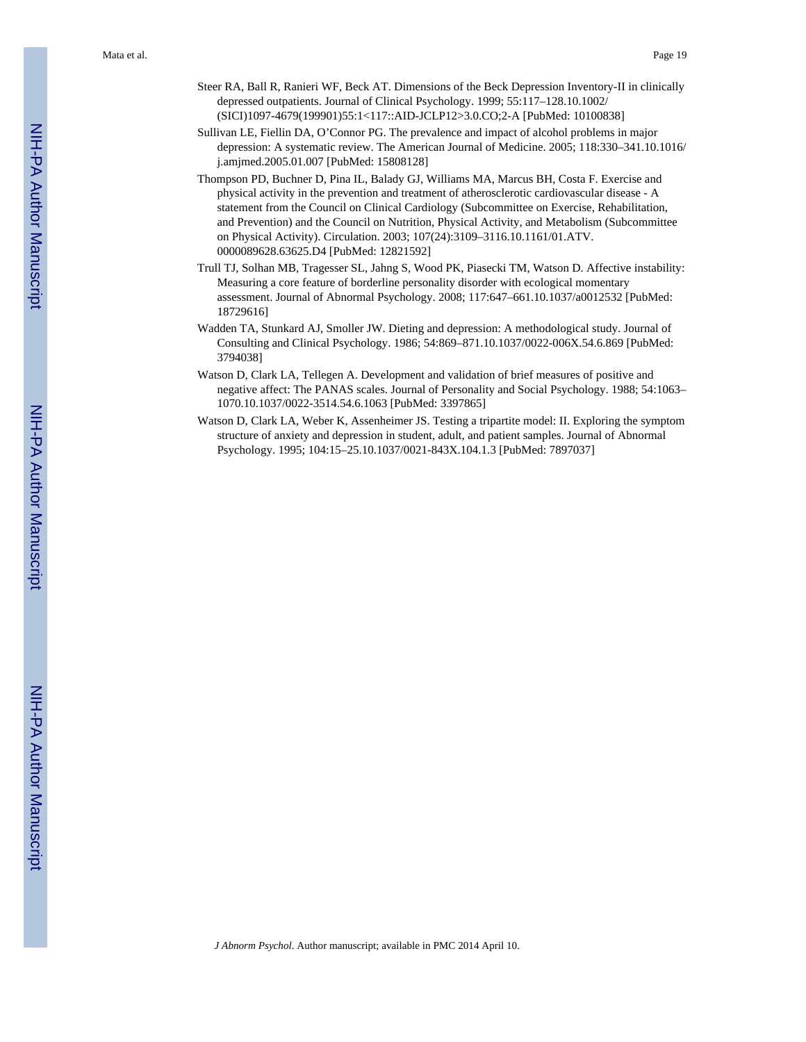Steer RA, Ball R, Ranieri WF, Beck AT. Dimensions of the Beck Depression Inventory-II in clinically depressed outpatients. Journal of Clinical Psychology. 1999; 55:117–128.10.1002/(SICI)1097-4679(199901)55:1<117::AID-JCLP12>3.0.CO;2-A [PubMed: 10100838]

Sullivan LE, Fiellin DA, O'Connor PG. The prevalence and impact of alcohol problems in major depression: A systematic review. The American Journal of Medicine. 2005; 118:330–341.10.1016/j.amjmed.2005.01.007 [PubMed: 15808128]

Thompson PD, Buchner D, Pina IL, Balady GJ, Williams MA, Marcus BH, Costa F. Exercise and physical activity in the prevention and treatment of atherosclerotic cardiovascular disease - A statement from the Council on Clinical Cardiology (Subcommittee on Exercise, Rehabilitation, and Prevention) and the Council on Nutrition, Physical Activity, and Metabolism (Subcommittee on Physical Activity). Circulation. 2003; 107(24):3109–3116.10.1161/01.ATV.0000089628.63625.D4 [PubMed: 12821592]

Trull TJ, Solhan MB, Tragesser SL, Jahng S, Wood PK, Piasecki TM, Watson D. Affective instability: Measuring a core feature of borderline personality disorder with ecological momentary assessment. Journal of Abnormal Psychology. 2008; 117:647–661.10.1037/a0012532 [PubMed: 18729616]

Wadden TA, Stunkard AJ, Smoller JW. Dieting and depression: A methodological study. Journal of Consulting and Clinical Psychology. 1986; 54:869–871.10.1037/0022-006X.54.6.869 [PubMed: 3794038]

Watson D, Clark LA, Tellegen A. Development and validation of brief measures of positive and negative affect: The PANAS scales. Journal of Personality and Social Psychology. 1988; 54:1063–1070.10.1037/0022-3514.54.6.1063 [PubMed: 3397865]

Watson D, Clark LA, Weber K, Assenheimer JS. Testing a tripartite model: II. Exploring the symptom structure of anxiety and depression in student, adult, and patient samples. Journal of Abnormal Psychology. 1995; 104:15–25.10.1037/0021-843X.104.1.3 [PubMed: 7897037]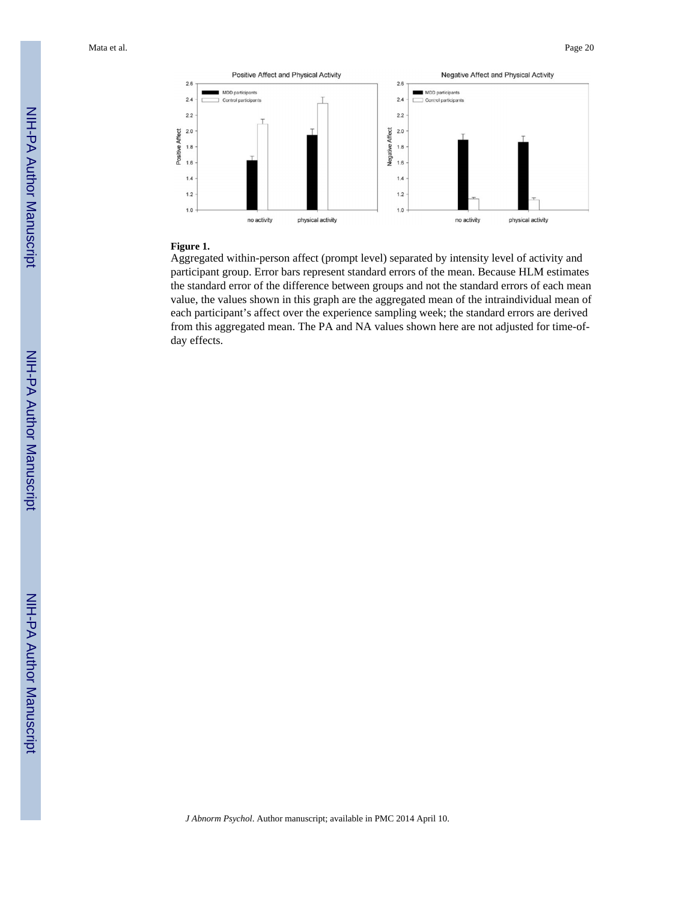**Figure 1.**

Aggregated within-person affect (prompt level) separated by intensity level of activity and participant group. Error bars represent standard errors of the mean. Because HLM estimates the standard error of the difference between groups and not the standard errors of each mean value, the values shown in this graph are the aggregated mean of the intraindividual mean of each participant's affect over the experience sampling week; the standard errors are derived from this aggregated mean. The PA and NA values shown here are not adjusted for time-of-day effects.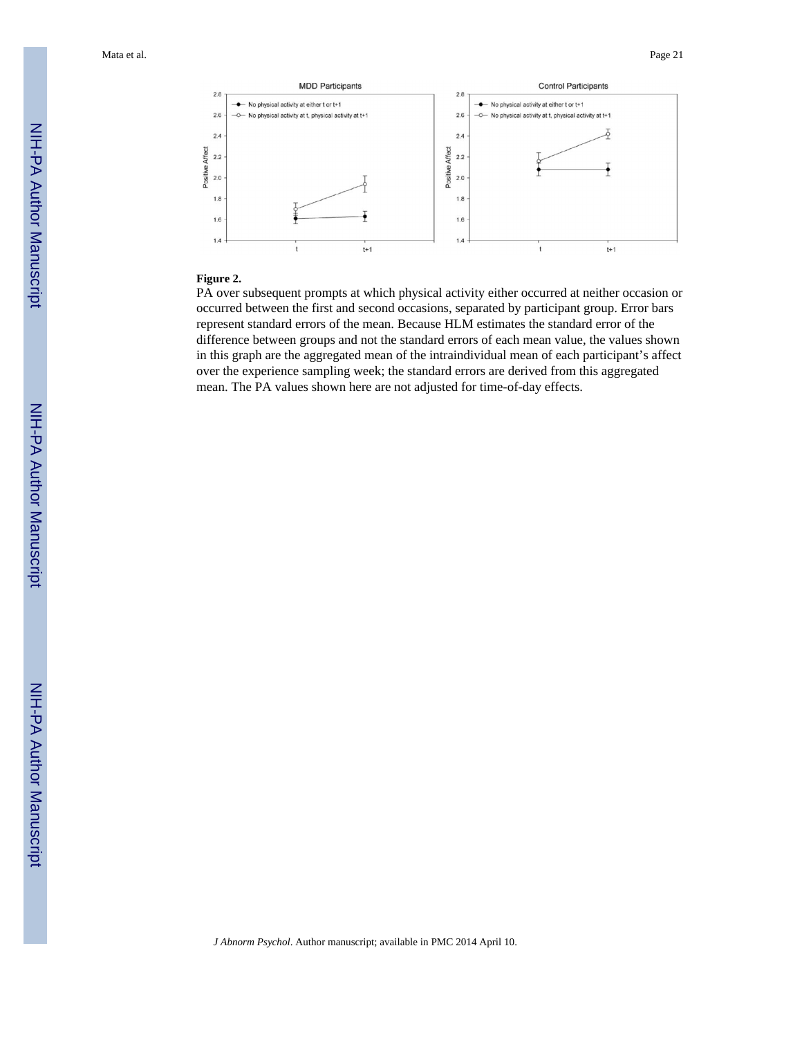**Figure 2.**

PA over subsequent prompts at which physical activity either occurred at neither occasion or occurred between the first and second occasions, separated by participant group. Error bars represent standard errors of the mean. Because HLM estimates the standard error of the difference between groups and not the standard errors of each mean value, the values shown in this graph are the aggregated mean of the intraindividual mean of each participant's affect over the experience sampling week; the standard errors are derived from this aggregated mean. The PA values shown here are not adjusted for time-of-day effects.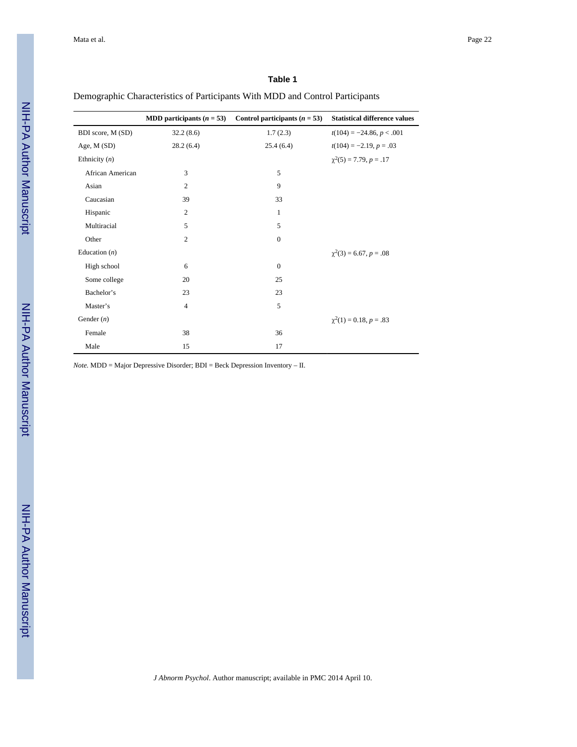**Table 1**

Demographic Characteristics of Participants With MDD and Control Participants

| | MDD participants ($n$ = 53) | Control participants ($n$ = 53) | Statistical difference values |
|---|---|---|---|
| BDI score, M (SD) | 32.2 (8.6) | 1.7 (2.3) | $t(104) = -24.86$, $p < .001$ |
| Age, M (SD) | 28.2 (6.4) | 25.4 (6.4) | $t(104) = -2.19$, $p = .03$ |
| Ethnicity ($n$) | | | $\chi^2(5) = 7.79$, $p = .17$ |
| African American | 3 | 5 | |
| Asian | 2 | 9 | |
| Caucasian | 39 | 33 | |
| Hispanic | 2 | 1 | |
| Multiracial | 5 | 5 | |
| Other | 2 | 0 | |
| Education ($n$) | | | $\chi^2(3) = 6.67$, $p = .08$ |
| High school | 6 | 0 | |
| Some college | 20 | 25 | |
| Bachelor's | 23 | 23 | |
| Master's | 4 | 5 | |
| Gender ($n$) | | | $\chi^2(1) = 0.18$, $p = .83$ |
| Female | 38 | 36 | |
| Male | 15 | 17 | |

*Note.* MDD = Major Depressive Disorder; BDI = Beck Depression Inventory – II.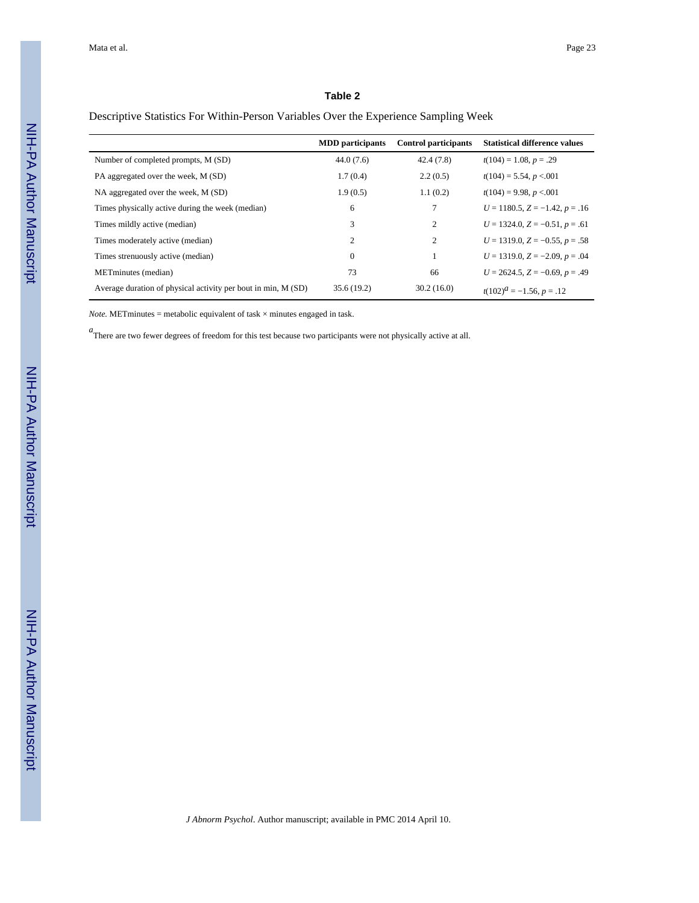## Table 2

Descriptive Statistics For Within-Person Variables Over the Experience Sampling Week

| | MDD participants | Control participants | Statistical difference values |
|---|---|---|---|
| Number of completed prompts, M (SD) | 44.0 (7.6) | 42.4 (7.8) | $t(104) = 1.08$, $p = .29$ |
| PA aggregated over the week, M (SD) | 1.7 (0.4) | 2.2 (0.5) | $t(104) = 5.54$, $p < .001$ |
| NA aggregated over the week, M (SD) | 1.9 (0.5) | 1.1 (0.2) | $t(104) = 9.98$, $p < .001$ |
| Times physically active during the week (median) | 6 | 7 | $U = 1180.5$, $Z = -1.42$, $p = .16$ |
| Times mildly active (median) | 3 | 2 | $U = 1324.0$, $Z = -0.51$, $p = .61$ |
| Times moderately active (median) | 2 | 2 | $U = 1319.0$, $Z = -0.55$, $p = .58$ |
| Times strenuously active (median) | 0 | 1 | $U = 1319.0$, $Z = -2.09$, $p = .04$ |
| METminutes (median) | 73 | 66 | $U = 2624.5$, $Z = -0.69$, $p = .49$ |
| Average duration of physical activity per bout in min, M (SD) | 35.6 (19.2) | 30.2 (16.0) | $t(102)^{a} = -1.56$, $p = .12$ |

*Note.* METminutes = metabolic equivalent of task × minutes engaged in task.

[a] There are two fewer degrees of freedom for this test because two participants were not physically active at all.